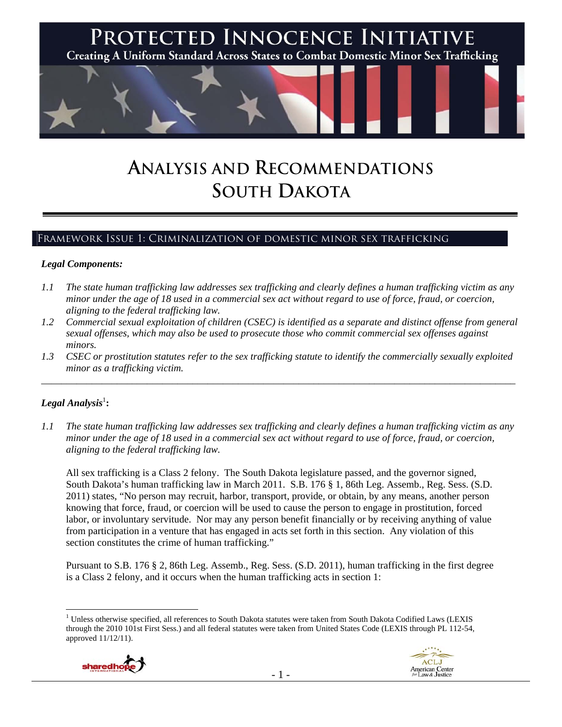# PROTECTED INNOCENCE INITIATIVE

**Creating A Uniform Standard Across States to Combat Domestic Minor Sex Trafficking**

# ANALYSIS AND RECOMMENDATIONS SOUTH DAKOTA

## FRAMEWORK ISSUE 1: CRIMINALIZATION OF DOMESTIC MINOR SEX TRAFFICKING

### *Legal Components:*

*1.1 The state human trafficking law addresses sex trafficking and clearly defines a human trafficking victim as any minor under the age of 18 used in a commercial sex act without regard to use of force, fraud, or coercion, aligning to the federal trafficking law.*

*1.2 Commercial sexual exploitation of children (CSEC) is identified as a separate and distinct offense from general sexual offenses, which may also be used to prosecute those who commit commercial sex offenses against minors.*

*1.3 CSEC or prostitution statutes refer to the sex trafficking statute to identify the commercially sexually exploited minor as a trafficking victim.*

---

### *Legal Analysis*[1]**:**

*1.1 The state human trafficking law addresses sex trafficking and clearly defines a human trafficking victim as any minor under the age of 18 used in a commercial sex act without regard to use of force, fraud, or coercion, aligning to the federal trafficking law.*

All sex trafficking is a Class 2 felony. The South Dakota legislature passed, and the governor signed, South Dakota's human trafficking law in March 2011. S.B. 176 § 1, 86th Leg. Assemb., Reg. Sess. (S.D. 2011) states, "No person may recruit, harbor, transport, provide, or obtain, by any means, another person knowing that force, fraud, or coercion will be used to cause the person to engage in prostitution, forced labor, or involuntary servitude. Nor may any person benefit financially or by receiving anything of value from participation in a venture that has engaged in acts set forth in this section. Any violation of this section constitutes the crime of human trafficking."

Pursuant to S.B. 176 § 2, 86th Leg. Assemb., Reg. Sess. (S.D. 2011), human trafficking in the first degree is a Class 2 felony, and it occurs when the human trafficking acts in section 1:

---

[1] Unless otherwise specified, all references to South Dakota statutes were taken from South Dakota Codified Laws (LEXIS through the 2010 101st First Sess.) and all federal statutes were taken from United States Code (LEXIS through PL 112-54, approved 11/12/11).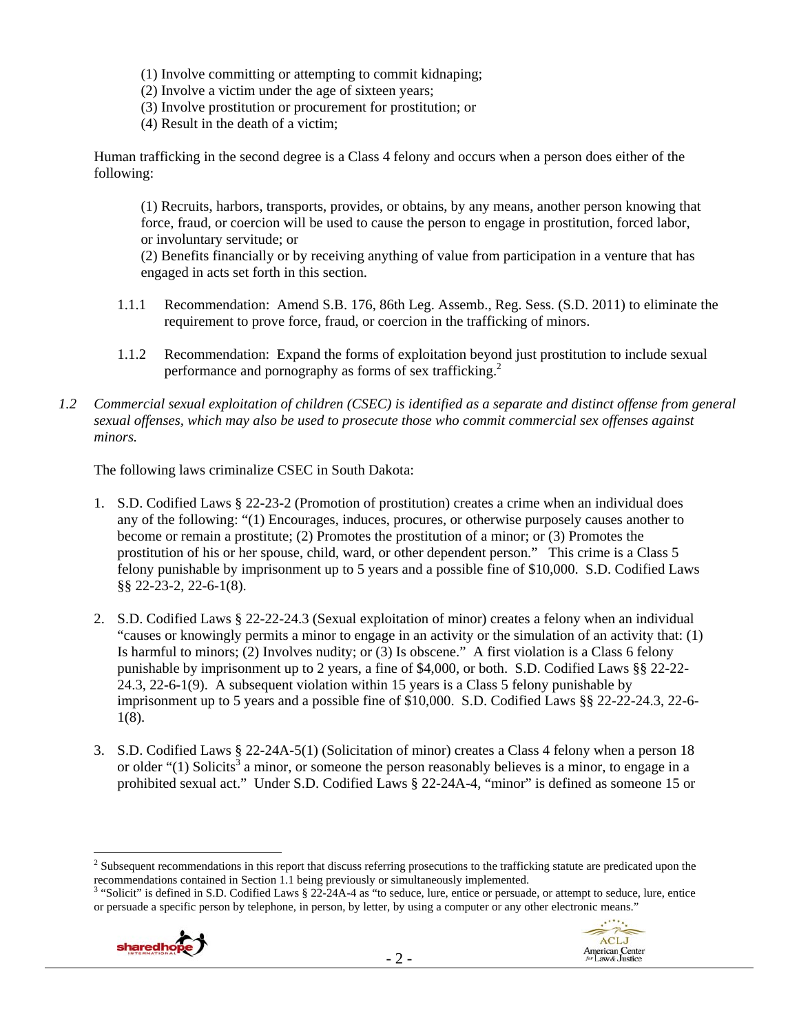(1) Involve committing or attempting to commit kidnaping;
(2) Involve a victim under the age of sixteen years;
(3) Involve prostitution or procurement for prostitution; or
(4) Result in the death of a victim;

Human trafficking in the second degree is a Class 4 felony and occurs when a person does either of the following:

(1) Recruits, harbors, transports, provides, or obtains, by any means, another person knowing that force, fraud, or coercion will be used to cause the person to engage in prostitution, forced labor, or involuntary servitude; or
(2) Benefits financially or by receiving anything of value from participation in a venture that has engaged in acts set forth in this section.

1.1.1 Recommendation: Amend S.B. 176, 86th Leg. Assemb., Reg. Sess. (S.D. 2011) to eliminate the requirement to prove force, fraud, or coercion in the trafficking of minors.

1.1.2 Recommendation: Expand the forms of exploitation beyond just prostitution to include sexual performance and pornography as forms of sex trafficking.[2]

*1.2 Commercial sexual exploitation of children (CSEC) is identified as a separate and distinct offense from general sexual offenses, which may also be used to prosecute those who commit commercial sex offenses against minors.*

The following laws criminalize CSEC in South Dakota:

1. S.D. Codified Laws § 22-23-2 (Promotion of prostitution) creates a crime when an individual does any of the following: "(1) Encourages, induces, procures, or otherwise purposely causes another to become or remain a prostitute; (2) Promotes the prostitution of a minor; or (3) Promotes the prostitution of his or her spouse, child, ward, or other dependent person." This crime is a Class 5 felony punishable by imprisonment up to 5 years and a possible fine of $10,000. S.D. Codified Laws §§ 22-23-2, 22-6-1(8).

2. S.D. Codified Laws § 22-22-24.3 (Sexual exploitation of minor) creates a felony when an individual "causes or knowingly permits a minor to engage in an activity or the simulation of an activity that: (1) Is harmful to minors; (2) Involves nudity; or (3) Is obscene." A first violation is a Class 6 felony punishable by imprisonment up to 2 years, a fine of $4,000, or both. S.D. Codified Laws §§ 22-22-24.3, 22-6-1(9). A subsequent violation within 15 years is a Class 5 felony punishable by imprisonment up to 5 years and a possible fine of $10,000. S.D. Codified Laws §§ 22-22-24.3, 22-6-1(8).

3. S.D. Codified Laws § 22-24A-5(1) (Solicitation of minor) creates a Class 4 felony when a person 18 or older "(1) Solicits[3] a minor, or someone the person reasonably believes is a minor, to engage in a prohibited sexual act." Under S.D. Codified Laws § 22-24A-4, "minor" is defined as someone 15 or

---

[2] Subsequent recommendations in this report that discuss referring prosecutions to the trafficking statute are predicated upon the recommendations contained in Section 1.1 being previously or simultaneously implemented.

[3] "Solicit" is defined in S.D. Codified Laws § 22-24A-4 as "to seduce, lure, entice or persuade, or attempt to seduce, lure, entice or persuade a specific person by telephone, in person, by letter, by using a computer or any other electronic means."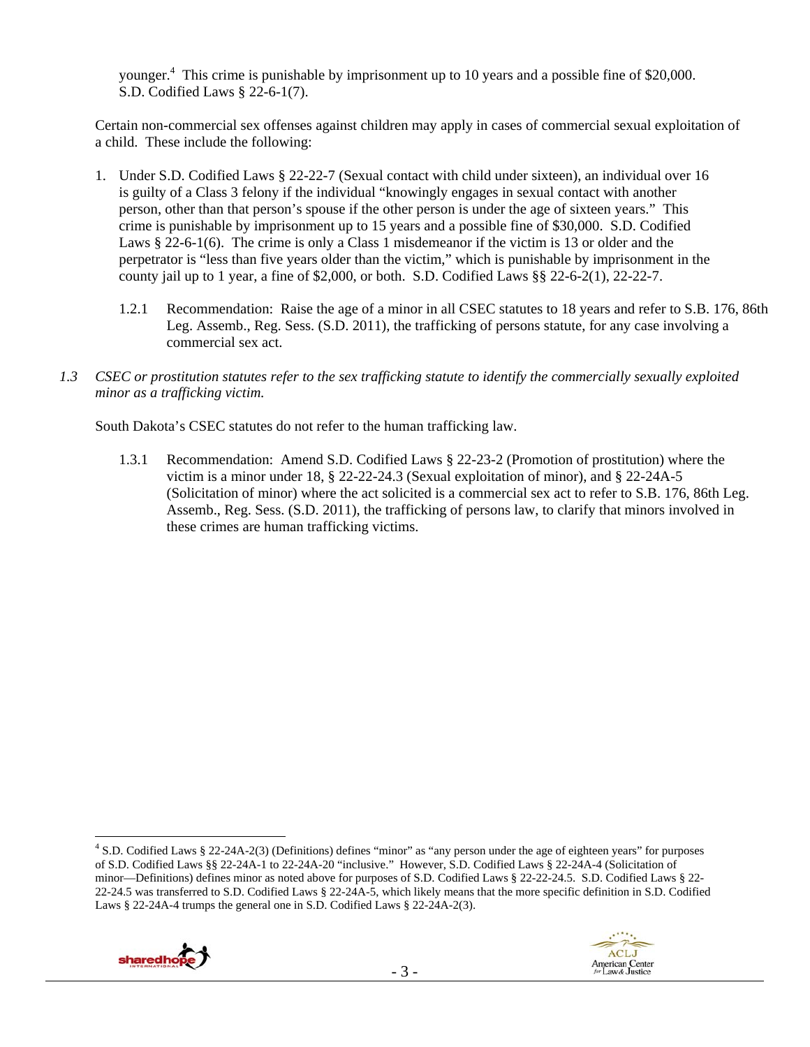younger.[4] This crime is punishable by imprisonment up to 10 years and a possible fine of $20,000. S.D. Codified Laws § 22-6-1(7).

Certain non-commercial sex offenses against children may apply in cases of commercial sexual exploitation of a child. These include the following:

1. Under S.D. Codified Laws § 22-22-7 (Sexual contact with child under sixteen), an individual over 16 is guilty of a Class 3 felony if the individual "knowingly engages in sexual contact with another person, other than that person's spouse if the other person is under the age of sixteen years." This crime is punishable by imprisonment up to 15 years and a possible fine of $30,000. S.D. Codified Laws § 22-6-1(6). The crime is only a Class 1 misdemeanor if the victim is 13 or older and the perpetrator is "less than five years older than the victim," which is punishable by imprisonment in the county jail up to 1 year, a fine of $2,000, or both. S.D. Codified Laws §§ 22-6-2(1), 22-22-7.

   1.2.1 Recommendation: Raise the age of a minor in all CSEC statutes to 18 years and refer to S.B. 176, 86th Leg. Assemb., Reg. Sess. (S.D. 2011), the trafficking of persons statute, for any case involving a commercial sex act.

*1.3 CSEC or prostitution statutes refer to the sex trafficking statute to identify the commercially sexually exploited minor as a trafficking victim.*

South Dakota's CSEC statutes do not refer to the human trafficking law.

   1.3.1 Recommendation: Amend S.D. Codified Laws § 22-23-2 (Promotion of prostitution) where the victim is a minor under 18, § 22-22-24.3 (Sexual exploitation of minor), and § 22-24A-5 (Solicitation of minor) where the act solicited is a commercial sex act to refer to S.B. 176, 86th Leg. Assemb., Reg. Sess. (S.D. 2011), the trafficking of persons law, to clarify that minors involved in these crimes are human trafficking victims.

---

[4] S.D. Codified Laws § 22-24A-2(3) (Definitions) defines "minor" as "any person under the age of eighteen years" for purposes of S.D. Codified Laws §§ 22-24A-1 to 22-24A-20 "inclusive." However, S.D. Codified Laws § 22-24A-4 (Solicitation of minor—Definitions) defines minor as noted above for purposes of S.D. Codified Laws § 22-22-24.5. S.D. Codified Laws § 22-22-24.5 was transferred to S.D. Codified Laws § 22-24A-5, which likely means that the more specific definition in S.D. Codified Laws § 22-24A-4 trumps the general one in S.D. Codified Laws § 22-24A-2(3).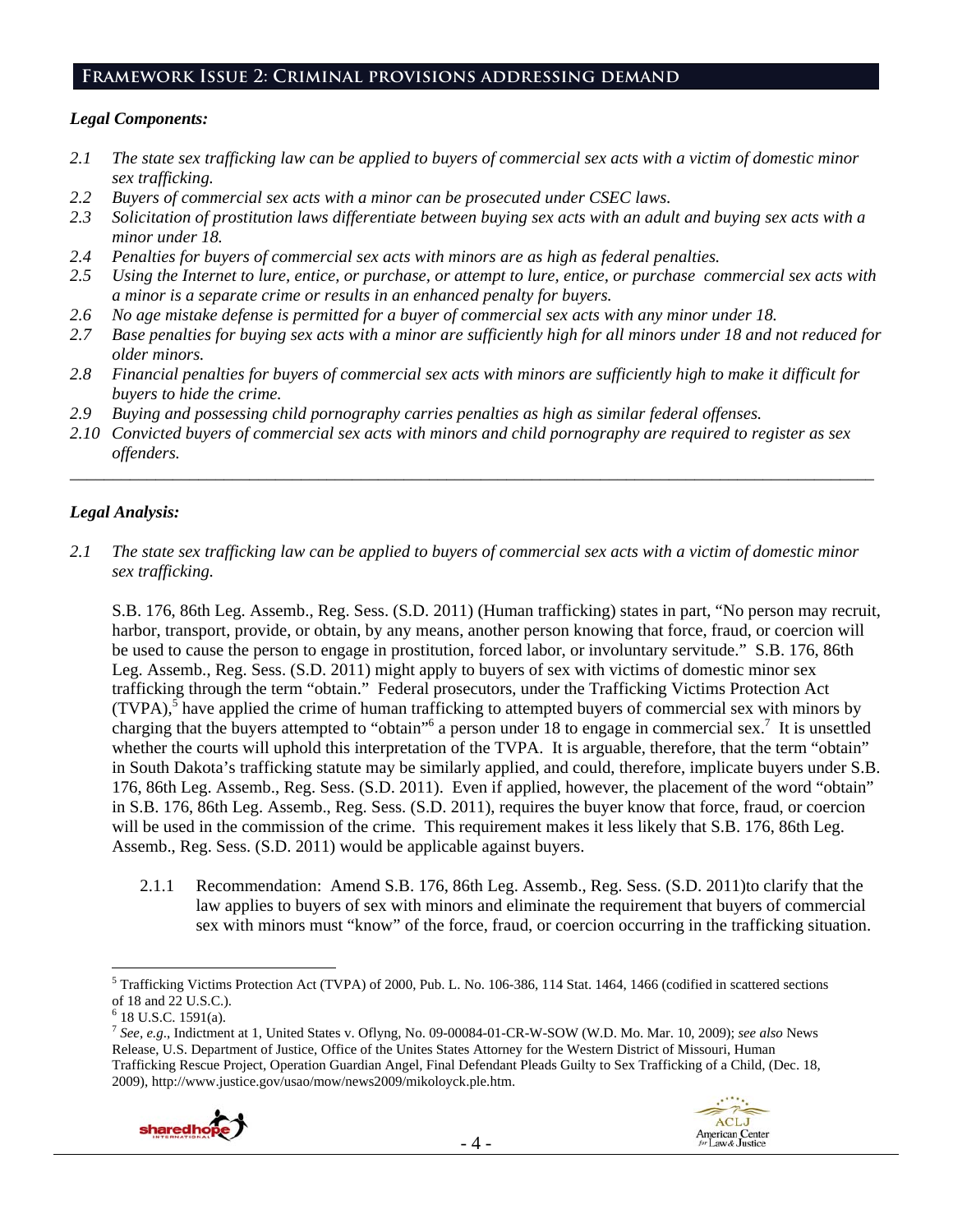## Framework Issue 2: Criminal provisions addressing demand

*Legal Components:*

*2.1 The state sex trafficking law can be applied to buyers of commercial sex acts with a victim of domestic minor sex trafficking.*
*2.2 Buyers of commercial sex acts with a minor can be prosecuted under CSEC laws.*
*2.3 Solicitation of prostitution laws differentiate between buying sex acts with an adult and buying sex acts with a minor under 18.*
*2.4 Penalties for buyers of commercial sex acts with minors are as high as federal penalties.*
*2.5 Using the Internet to lure, entice, or purchase, or attempt to lure, entice, or purchase commercial sex acts with a minor is a separate crime or results in an enhanced penalty for buyers.*
*2.6 No age mistake defense is permitted for a buyer of commercial sex acts with any minor under 18.*
*2.7 Base penalties for buying sex acts with a minor are sufficiently high for all minors under 18 and not reduced for older minors.*
*2.8 Financial penalties for buyers of commercial sex acts with minors are sufficiently high to make it difficult for buyers to hide the crime.*
*2.9 Buying and possessing child pornography carries penalties as high as similar federal offenses.*
*2.10 Convicted buyers of commercial sex acts with minors and child pornography are required to register as sex offenders.*

---

*Legal Analysis:*

*2.1 The state sex trafficking law can be applied to buyers of commercial sex acts with a victim of domestic minor sex trafficking.*

S.B. 176, 86th Leg. Assemb., Reg. Sess. (S.D. 2011) (Human trafficking) states in part, "No person may recruit, harbor, transport, provide, or obtain, by any means, another person knowing that force, fraud, or coercion will be used to cause the person to engage in prostitution, forced labor, or involuntary servitude." S.B. 176, 86th Leg. Assemb., Reg. Sess. (S.D. 2011) might apply to buyers of sex with victims of domestic minor sex trafficking through the term "obtain." Federal prosecutors, under the Trafficking Victims Protection Act (TVPA),[5] have applied the crime of human trafficking to attempted buyers of commercial sex with minors by charging that the buyers attempted to "obtain"[6] a person under 18 to engage in commercial sex.[7] It is unsettled whether the courts will uphold this interpretation of the TVPA. It is arguable, therefore, that the term "obtain" in South Dakota's trafficking statute may be similarly applied, and could, therefore, implicate buyers under S.B. 176, 86th Leg. Assemb., Reg. Sess. (S.D. 2011). Even if applied, however, the placement of the word "obtain" in S.B. 176, 86th Leg. Assemb., Reg. Sess. (S.D. 2011), requires the buyer know that force, fraud, or coercion will be used in the commission of the crime. This requirement makes it less likely that S.B. 176, 86th Leg. Assemb., Reg. Sess. (S.D. 2011) would be applicable against buyers.

2.1.1 Recommendation: Amend S.B. 176, 86th Leg. Assemb., Reg. Sess. (S.D. 2011)to clarify that the law applies to buyers of sex with minors and eliminate the requirement that buyers of commercial sex with minors must "know" of the force, fraud, or coercion occurring in the trafficking situation.

---

[5] Trafficking Victims Protection Act (TVPA) of 2000, Pub. L. No. 106-386, 114 Stat. 1464, 1466 (codified in scattered sections of 18 and 22 U.S.C.).

[6] 18 U.S.C. 1591(a).

[7] *See, e.g.*, Indictment at 1, United States v. Oflyng, No. 09-00084-01-CR-W-SOW (W.D. Mo. Mar. 10, 2009); *see also* News Release, U.S. Department of Justice, Office of the Unites States Attorney for the Western District of Missouri, Human Trafficking Rescue Project, Operation Guardian Angel, Final Defendant Pleads Guilty to Sex Trafficking of a Child, (Dec. 18, 2009), http://www.justice.gov/usao/mow/news2009/mikoloyck.ple.htm.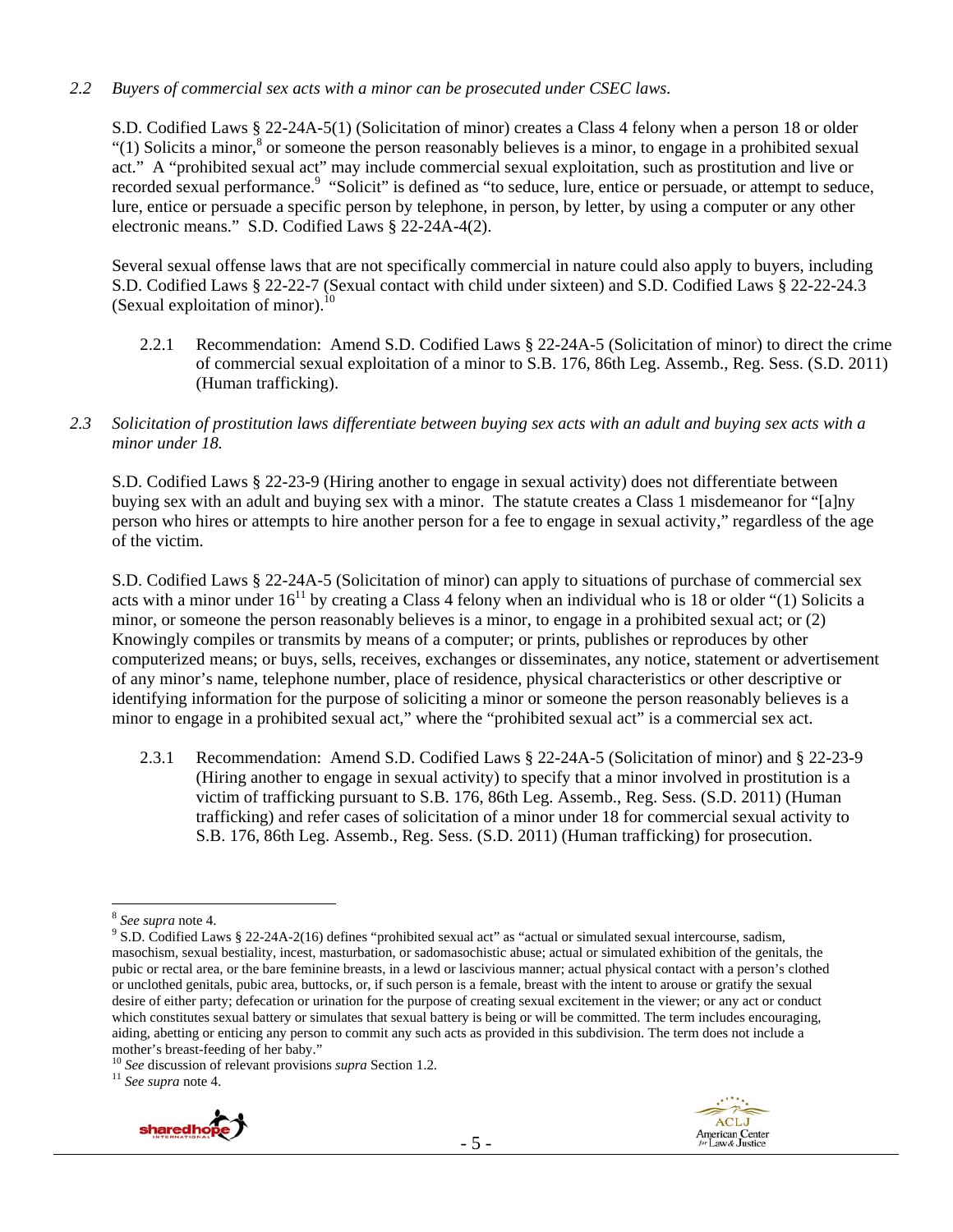*2.2 Buyers of commercial sex acts with a minor can be prosecuted under CSEC laws.*

S.D. Codified Laws § 22-24A-5(1) (Solicitation of minor) creates a Class 4 felony when a person 18 or older "(1) Solicits a minor,[8] or someone the person reasonably believes is a minor, to engage in a prohibited sexual act." A "prohibited sexual act" may include commercial sexual exploitation, such as prostitution and live or recorded sexual performance.[9] "Solicit" is defined as "to seduce, lure, entice or persuade, or attempt to seduce, lure, entice or persuade a specific person by telephone, in person, by letter, by using a computer or any other electronic means." S.D. Codified Laws § 22-24A-4(2).

Several sexual offense laws that are not specifically commercial in nature could also apply to buyers, including S.D. Codified Laws § 22-22-7 (Sexual contact with child under sixteen) and S.D. Codified Laws § 22-22-24.3 (Sexual exploitation of minor).[10]

2.2.1 Recommendation: Amend S.D. Codified Laws § 22-24A-5 (Solicitation of minor) to direct the crime of commercial sexual exploitation of a minor to S.B. 176, 86th Leg. Assemb., Reg. Sess. (S.D. 2011) (Human trafficking).

*2.3 Solicitation of prostitution laws differentiate between buying sex acts with an adult and buying sex acts with a minor under 18.*

S.D. Codified Laws § 22-23-9 (Hiring another to engage in sexual activity) does not differentiate between buying sex with an adult and buying sex with a minor. The statute creates a Class 1 misdemeanor for "[a]ny person who hires or attempts to hire another person for a fee to engage in sexual activity," regardless of the age of the victim.

S.D. Codified Laws § 22-24A-5 (Solicitation of minor) can apply to situations of purchase of commercial sex acts with a minor under 16[11] by creating a Class 4 felony when an individual who is 18 or older "(1) Solicits a minor, or someone the person reasonably believes is a minor, to engage in a prohibited sexual act; or (2) Knowingly compiles or transmits by means of a computer; or prints, publishes or reproduces by other computerized means; or buys, sells, receives, exchanges or disseminates, any notice, statement or advertisement of any minor's name, telephone number, place of residence, physical characteristics or other descriptive or identifying information for the purpose of soliciting a minor or someone the person reasonably believes is a minor to engage in a prohibited sexual act," where the "prohibited sexual act" is a commercial sex act.

2.3.1 Recommendation: Amend S.D. Codified Laws § 22-24A-5 (Solicitation of minor) and § 22-23-9 (Hiring another to engage in sexual activity) to specify that a minor involved in prostitution is a victim of trafficking pursuant to S.B. 176, 86th Leg. Assemb., Reg. Sess. (S.D. 2011) (Human trafficking) and refer cases of solicitation of a minor under 18 for commercial sexual activity to S.B. 176, 86th Leg. Assemb., Reg. Sess. (S.D. 2011) (Human trafficking) for prosecution.

---

[8] *See supra* note 4.

[9] S.D. Codified Laws § 22-24A-2(16) defines "prohibited sexual act" as "actual or simulated sexual intercourse, sadism, masochism, sexual bestiality, incest, masturbation, or sadomasochistic abuse; actual or simulated exhibition of the genitals, the pubic or rectal area, or the bare feminine breasts, in a lewd or lascivious manner; actual physical contact with a person's clothed or unclothed genitals, pubic area, buttocks, or, if such person is a female, breast with the intent to arouse or gratify the sexual desire of either party; defecation or urination for the purpose of creating sexual excitement in the viewer; or any act or conduct which constitutes sexual battery or simulates that sexual battery is being or will be committed. The term includes encouraging, aiding, abetting or enticing any person to commit any such acts as provided in this subdivision. The term does not include a mother's breast-feeding of her baby."

[10] *See* discussion of relevant provisions *supra* Section 1.2.

[11] *See supra* note 4.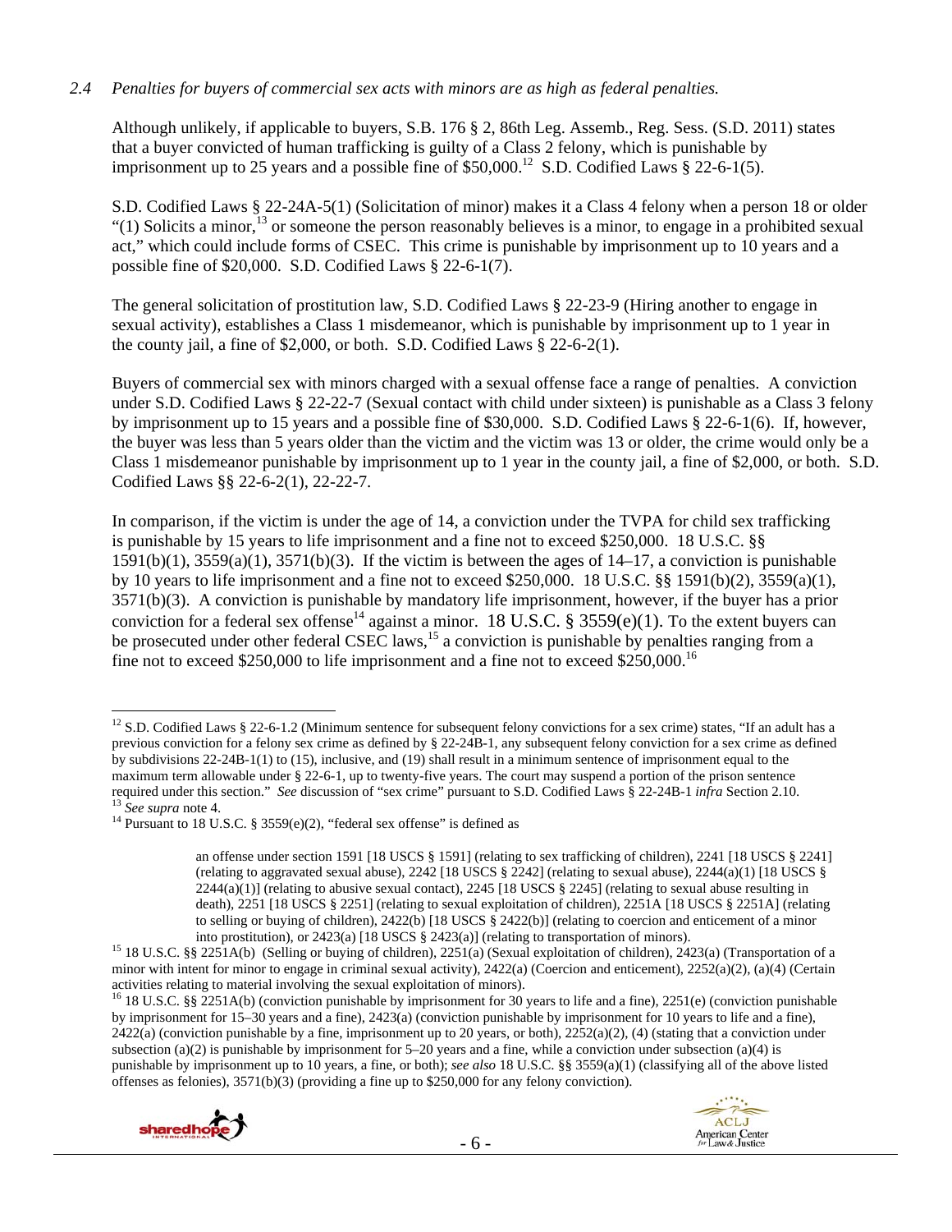*2.4 Penalties for buyers of commercial sex acts with minors are as high as federal penalties.*

Although unlikely, if applicable to buyers, S.B. 176 § 2, 86th Leg. Assemb., Reg. Sess. (S.D. 2011) states that a buyer convicted of human trafficking is guilty of a Class 2 felony, which is punishable by imprisonment up to 25 years and a possible fine of $50,000.[12] S.D. Codified Laws § 22-6-1(5).

S.D. Codified Laws § 22-24A-5(1) (Solicitation of minor) makes it a Class 4 felony when a person 18 or older "(1) Solicits a minor,[13] or someone the person reasonably believes is a minor, to engage in a prohibited sexual act," which could include forms of CSEC. This crime is punishable by imprisonment up to 10 years and a possible fine of $20,000. S.D. Codified Laws § 22-6-1(7).

The general solicitation of prostitution law, S.D. Codified Laws § 22-23-9 (Hiring another to engage in sexual activity), establishes a Class 1 misdemeanor, which is punishable by imprisonment up to 1 year in the county jail, a fine of $2,000, or both. S.D. Codified Laws § 22-6-2(1).

Buyers of commercial sex with minors charged with a sexual offense face a range of penalties. A conviction under S.D. Codified Laws § 22-22-7 (Sexual contact with child under sixteen) is punishable as a Class 3 felony by imprisonment up to 15 years and a possible fine of $30,000. S.D. Codified Laws § 22-6-1(6). If, however, the buyer was less than 5 years older than the victim and the victim was 13 or older, the crime would only be a Class 1 misdemeanor punishable by imprisonment up to 1 year in the county jail, a fine of $2,000, or both. S.D. Codified Laws §§ 22-6-2(1), 22-22-7.

In comparison, if the victim is under the age of 14, a conviction under the TVPA for child sex trafficking is punishable by 15 years to life imprisonment and a fine not to exceed $250,000. 18 U.S.C. §§ 1591(b)(1), 3559(a)(1), 3571(b)(3). If the victim is between the ages of 14–17, a conviction is punishable by 10 years to life imprisonment and a fine not to exceed $250,000. 18 U.S.C. §§ 1591(b)(2), 3559(a)(1), 3571(b)(3). A conviction is punishable by mandatory life imprisonment, however, if the buyer has a prior conviction for a federal sex offense[14] against a minor. 18 U.S.C. § 3559(e)(1). To the extent buyers can be prosecuted under other federal CSEC laws,[15] a conviction is punishable by penalties ranging from a fine not to exceed $250,000 to life imprisonment and a fine not to exceed $250,000.[16]

---

[12] S.D. Codified Laws § 22-6-1.2 (Minimum sentence for subsequent felony convictions for a sex crime) states, "If an adult has a previous conviction for a felony sex crime as defined by § 22-24B-1, any subsequent felony conviction for a sex crime as defined by subdivisions 22-24B-1(1) to (15), inclusive, and (19) shall result in a minimum sentence of imprisonment equal to the maximum term allowable under § 22-6-1, up to twenty-five years. The court may suspend a portion of the prison sentence required under this section." *See* discussion of "sex crime" pursuant to S.D. Codified Laws § 22-24B-1 *infra* Section 2.10.

[13] *See supra* note 4.

[14] Pursuant to 18 U.S.C. § 3559(e)(2), "federal sex offense" is defined as

> an offense under section 1591 [18 USCS § 1591] (relating to sex trafficking of children), 2241 [18 USCS § 2241] (relating to aggravated sexual abuse), 2242 [18 USCS § 2242] (relating to sexual abuse), 2244(a)(1) [18 USCS § 2244(a)(1)] (relating to abusive sexual contact), 2245 [18 USCS § 2245] (relating to sexual abuse resulting in death), 2251 [18 USCS § 2251] (relating to sexual exploitation of children), 2251A [18 USCS § 2251A] (relating to selling or buying of children), 2422(b) [18 USCS § 2422(b)] (relating to coercion and enticement of a minor into prostitution), or 2423(a) [18 USCS § 2423(a)] (relating to transportation of minors).

[15] 18 U.S.C. §§ 2251A(b) (Selling or buying of children), 2251(a) (Sexual exploitation of children), 2423(a) (Transportation of a minor with intent for minor to engage in criminal sexual activity), 2422(a) (Coercion and enticement), 2252(a)(2), (a)(4) (Certain activities relating to material involving the sexual exploitation of minors).

[16] 18 U.S.C. §§ 2251A(b) (conviction punishable by imprisonment for 30 years to life and a fine), 2251(e) (conviction punishable by imprisonment for 15–30 years and a fine), 2423(a) (conviction punishable by imprisonment for 10 years to life and a fine), 2422(a) (conviction punishable by a fine, imprisonment up to 20 years, or both), 2252(a)(2), (4) (stating that a conviction under subsection (a)(2) is punishable by imprisonment for 5–20 years and a fine, while a conviction under subsection (a)(4) is punishable by imprisonment up to 10 years, a fine, or both); *see also* 18 U.S.C. §§ 3559(a)(1) (classifying all of the above listed offenses as felonies), 3571(b)(3) (providing a fine up to $250,000 for any felony conviction).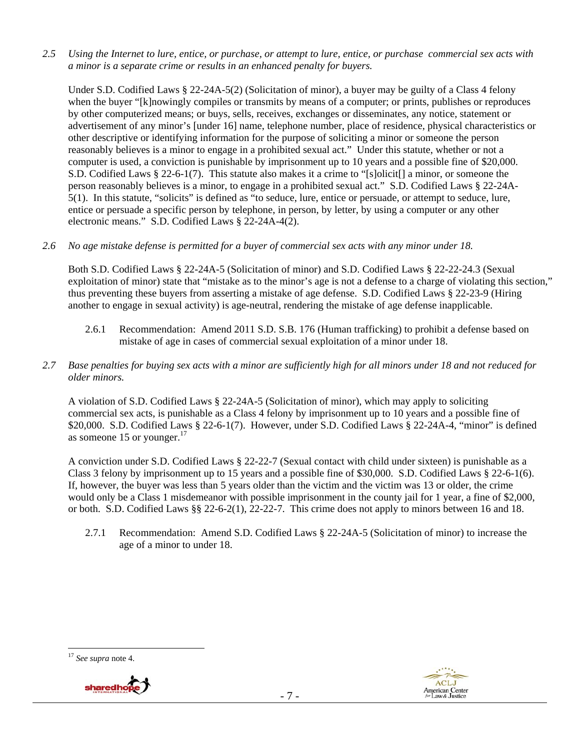*2.5 Using the Internet to lure, entice, or purchase, or attempt to lure, entice, or purchase commercial sex acts with a minor is a separate crime or results in an enhanced penalty for buyers.*

Under S.D. Codified Laws § 22-24A-5(2) (Solicitation of minor), a buyer may be guilty of a Class 4 felony when the buyer "[k]nowingly compiles or transmits by means of a computer; or prints, publishes or reproduces by other computerized means; or buys, sells, receives, exchanges or disseminates, any notice, statement or advertisement of any minor's [under 16] name, telephone number, place of residence, physical characteristics or other descriptive or identifying information for the purpose of soliciting a minor or someone the person reasonably believes is a minor to engage in a prohibited sexual act." Under this statute, whether or not a computer is used, a conviction is punishable by imprisonment up to 10 years and a possible fine of $20,000. S.D. Codified Laws § 22-6-1(7). This statute also makes it a crime to "[s]olicit[] a minor, or someone the person reasonably believes is a minor, to engage in a prohibited sexual act." S.D. Codified Laws § 22-24A-5(1). In this statute, "solicits" is defined as "to seduce, lure, entice or persuade, or attempt to seduce, lure, entice or persuade a specific person by telephone, in person, by letter, by using a computer or any other electronic means." S.D. Codified Laws § 22-24A-4(2).

*2.6 No age mistake defense is permitted for a buyer of commercial sex acts with any minor under 18.*

Both S.D. Codified Laws § 22-24A-5 (Solicitation of minor) and S.D. Codified Laws § 22-22-24.3 (Sexual exploitation of minor) state that "mistake as to the minor's age is not a defense to a charge of violating this section," thus preventing these buyers from asserting a mistake of age defense. S.D. Codified Laws § 22-23-9 (Hiring another to engage in sexual activity) is age-neutral, rendering the mistake of age defense inapplicable.

2.6.1 Recommendation: Amend 2011 S.D. S.B. 176 (Human trafficking) to prohibit a defense based on mistake of age in cases of commercial sexual exploitation of a minor under 18.

*2.7 Base penalties for buying sex acts with a minor are sufficiently high for all minors under 18 and not reduced for older minors.*

A violation of S.D. Codified Laws § 22-24A-5 (Solicitation of minor), which may apply to soliciting commercial sex acts, is punishable as a Class 4 felony by imprisonment up to 10 years and a possible fine of $20,000. S.D. Codified Laws § 22-6-1(7). However, under S.D. Codified Laws § 22-24A-4, "minor" is defined as someone 15 or younger.[17]

A conviction under S.D. Codified Laws § 22-22-7 (Sexual contact with child under sixteen) is punishable as a Class 3 felony by imprisonment up to 15 years and a possible fine of $30,000. S.D. Codified Laws § 22-6-1(6). If, however, the buyer was less than 5 years older than the victim and the victim was 13 or older, the crime would only be a Class 1 misdemeanor with possible imprisonment in the county jail for 1 year, a fine of $2,000, or both. S.D. Codified Laws §§ 22-6-2(1), 22-22-7. This crime does not apply to minors between 16 and 18.

2.7.1 Recommendation: Amend S.D. Codified Laws § 22-24A-5 (Solicitation of minor) to increase the age of a minor to under 18.

[17] *See supra* note 4.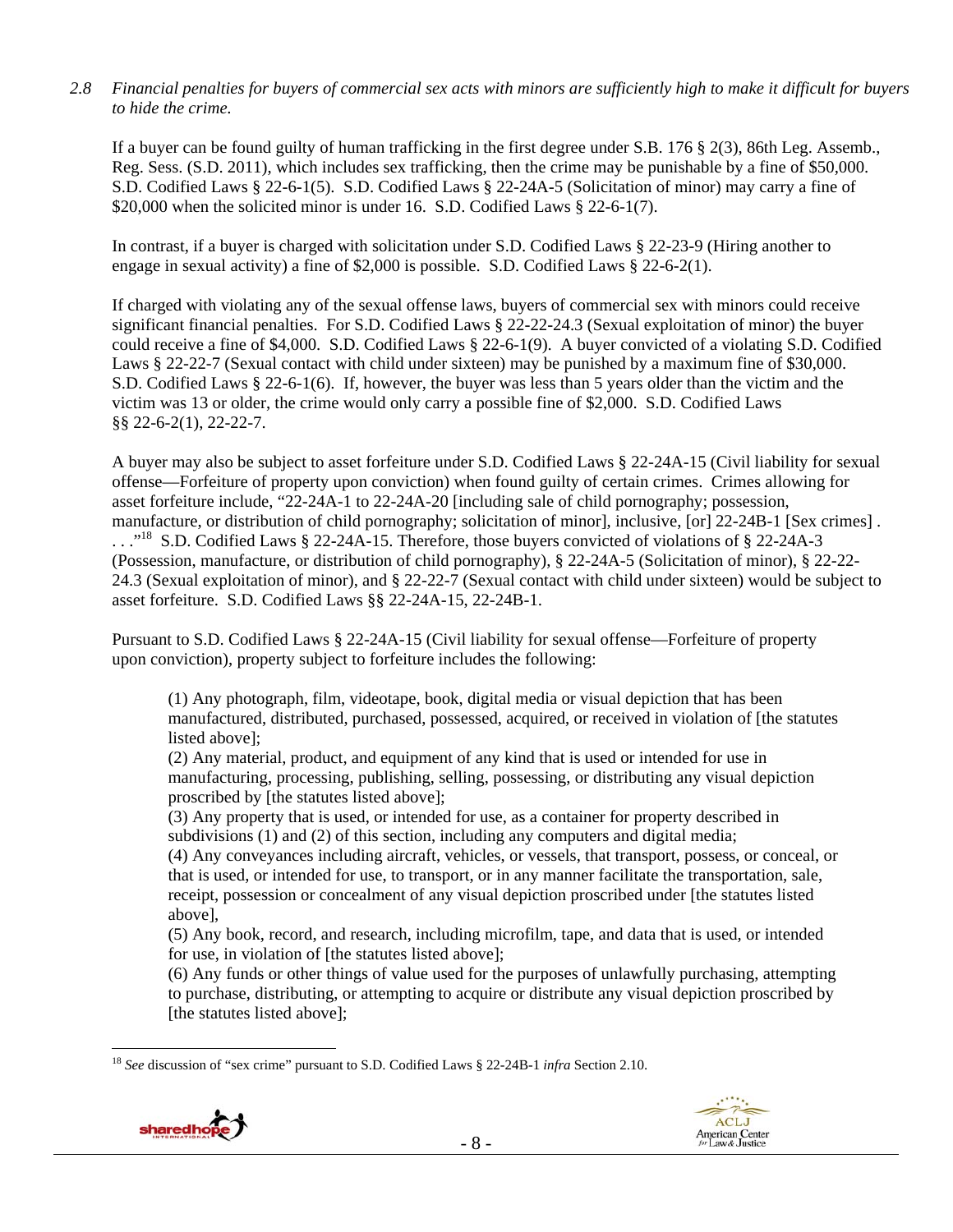*2.8 Financial penalties for buyers of commercial sex acts with minors are sufficiently high to make it difficult for buyers to hide the crime.*

If a buyer can be found guilty of human trafficking in the first degree under S.B. 176 § 2(3), 86th Leg. Assemb., Reg. Sess. (S.D. 2011), which includes sex trafficking, then the crime may be punishable by a fine of $50,000. S.D. Codified Laws § 22-6-1(5). S.D. Codified Laws § 22-24A-5 (Solicitation of minor) may carry a fine of $20,000 when the solicited minor is under 16. S.D. Codified Laws § 22-6-1(7).

In contrast, if a buyer is charged with solicitation under S.D. Codified Laws § 22-23-9 (Hiring another to engage in sexual activity) a fine of $2,000 is possible. S.D. Codified Laws § 22-6-2(1).

If charged with violating any of the sexual offense laws, buyers of commercial sex with minors could receive significant financial penalties. For S.D. Codified Laws § 22-22-24.3 (Sexual exploitation of minor) the buyer could receive a fine of $4,000. S.D. Codified Laws § 22-6-1(9). A buyer convicted of a violating S.D. Codified Laws § 22-22-7 (Sexual contact with child under sixteen) may be punished by a maximum fine of $30,000. S.D. Codified Laws § 22-6-1(6). If, however, the buyer was less than 5 years older than the victim and the victim was 13 or older, the crime would only carry a possible fine of $2,000. S.D. Codified Laws §§ 22-6-2(1), 22-22-7.

A buyer may also be subject to asset forfeiture under S.D. Codified Laws § 22-24A-15 (Civil liability for sexual offense—Forfeiture of property upon conviction) when found guilty of certain crimes. Crimes allowing for asset forfeiture include, "22-24A-1 to 22-24A-20 [including sale of child pornography; possession, manufacture, or distribution of child pornography; solicitation of minor], inclusive, [or] 22-24B-1 [Sex crimes] . . . ."[18] S.D. Codified Laws § 22-24A-15. Therefore, those buyers convicted of violations of § 22-24A-3 (Possession, manufacture, or distribution of child pornography), § 22-24A-5 (Solicitation of minor), § 22-22-24.3 (Sexual exploitation of minor), and § 22-22-7 (Sexual contact with child under sixteen) would be subject to asset forfeiture. S.D. Codified Laws §§ 22-24A-15, 22-24B-1.

Pursuant to S.D. Codified Laws § 22-24A-15 (Civil liability for sexual offense—Forfeiture of property upon conviction), property subject to forfeiture includes the following:

> (1) Any photograph, film, videotape, book, digital media or visual depiction that has been manufactured, distributed, purchased, possessed, acquired, or received in violation of [the statutes listed above];
> (2) Any material, product, and equipment of any kind that is used or intended for use in manufacturing, processing, publishing, selling, possessing, or distributing any visual depiction proscribed by [the statutes listed above];
> (3) Any property that is used, or intended for use, as a container for property described in subdivisions (1) and (2) of this section, including any computers and digital media;
> (4) Any conveyances including aircraft, vehicles, or vessels, that transport, possess, or conceal, or that is used, or intended for use, to transport, or in any manner facilitate the transportation, sale, receipt, possession or concealment of any visual depiction proscribed under [the statutes listed above],
> (5) Any book, record, and research, including microfilm, tape, and data that is used, or intended for use, in violation of [the statutes listed above];
> (6) Any funds or other things of value used for the purposes of unlawfully purchasing, attempting to purchase, distributing, or attempting to acquire or distribute any visual depiction proscribed by [the statutes listed above];

[18] *See* discussion of "sex crime" pursuant to S.D. Codified Laws § 22-24B-1 *infra* Section 2.10.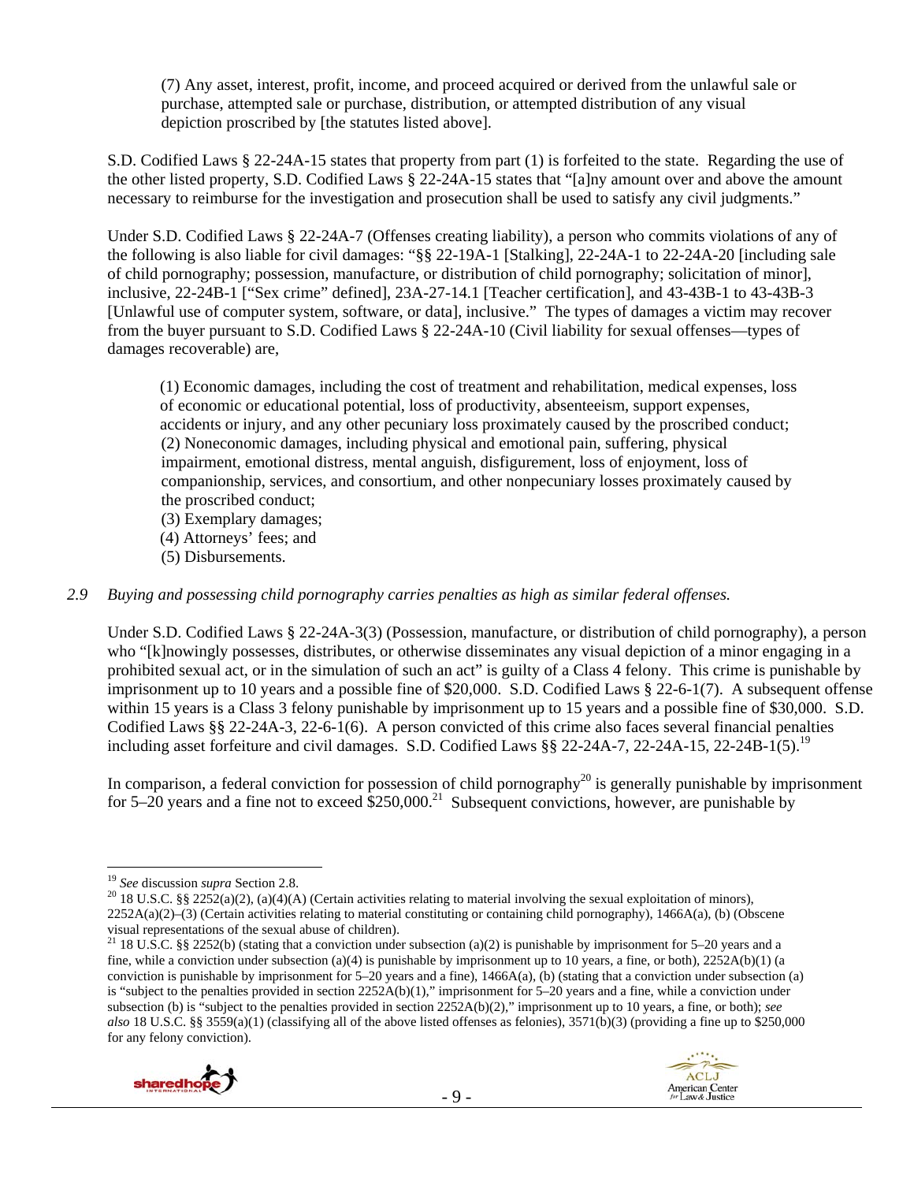(7) Any asset, interest, profit, income, and proceed acquired or derived from the unlawful sale or purchase, attempted sale or purchase, distribution, or attempted distribution of any visual depiction proscribed by [the statutes listed above].

S.D. Codified Laws § 22-24A-15 states that property from part (1) is forfeited to the state. Regarding the use of the other listed property, S.D. Codified Laws § 22-24A-15 states that "[a]ny amount over and above the amount necessary to reimburse for the investigation and prosecution shall be used to satisfy any civil judgments."

Under S.D. Codified Laws § 22-24A-7 (Offenses creating liability), a person who commits violations of any of the following is also liable for civil damages: "§§ 22-19A-1 [Stalking], 22-24A-1 to 22-24A-20 [including sale of child pornography; possession, manufacture, or distribution of child pornography; solicitation of minor], inclusive, 22-24B-1 ["Sex crime" defined], 23A-27-14.1 [Teacher certification], and 43-43B-1 to 43-43B-3 [Unlawful use of computer system, software, or data], inclusive." The types of damages a victim may recover from the buyer pursuant to S.D. Codified Laws § 22-24A-10 (Civil liability for sexual offenses—types of damages recoverable) are,

(1) Economic damages, including the cost of treatment and rehabilitation, medical expenses, loss of economic or educational potential, loss of productivity, absenteeism, support expenses, accidents or injury, and any other pecuniary loss proximately caused by the proscribed conduct;
(2) Noneconomic damages, including physical and emotional pain, suffering, physical impairment, emotional distress, mental anguish, disfigurement, loss of enjoyment, loss of companionship, services, and consortium, and other nonpecuniary losses proximately caused by the proscribed conduct;
(3) Exemplary damages;
(4) Attorneys' fees; and
(5) Disbursements.

*2.9 Buying and possessing child pornography carries penalties as high as similar federal offenses.*

Under S.D. Codified Laws § 22-24A-3(3) (Possession, manufacture, or distribution of child pornography), a person who "[k]nowingly possesses, distributes, or otherwise disseminates any visual depiction of a minor engaging in a prohibited sexual act, or in the simulation of such an act" is guilty of a Class 4 felony. This crime is punishable by imprisonment up to 10 years and a possible fine of $20,000. S.D. Codified Laws § 22-6-1(7). A subsequent offense within 15 years is a Class 3 felony punishable by imprisonment up to 15 years and a possible fine of $30,000. S.D. Codified Laws §§ 22-24A-3, 22-6-1(6). A person convicted of this crime also faces several financial penalties including asset forfeiture and civil damages. S.D. Codified Laws §§ 22-24A-7, 22-24A-15, 22-24B-1(5).[19]

In comparison, a federal conviction for possession of child pornography[20] is generally punishable by imprisonment for 5–20 years and a fine not to exceed $250,000.[21] Subsequent convictions, however, are punishable by

---

[19] *See* discussion *supra* Section 2.8.

[20] 18 U.S.C. §§ 2252(a)(2), (a)(4)(A) (Certain activities relating to material involving the sexual exploitation of minors), 2252A(a)(2)–(3) (Certain activities relating to material constituting or containing child pornography), 1466A(a), (b) (Obscene visual representations of the sexual abuse of children).

[21] 18 U.S.C. §§ 2252(b) (stating that a conviction under subsection (a)(2) is punishable by imprisonment for 5–20 years and a fine, while a conviction under subsection (a)(4) is punishable by imprisonment up to 10 years, a fine, or both), 2252A(b)(1) (a conviction is punishable by imprisonment for 5–20 years and a fine), 1466A(a), (b) (stating that a conviction under subsection (a) is "subject to the penalties provided in section 2252A(b)(1)," imprisonment for 5–20 years and a fine, while a conviction under subsection (b) is "subject to the penalties provided in section 2252A(b)(2)," imprisonment up to 10 years, a fine, or both); *see also* 18 U.S.C. §§ 3559(a)(1) (classifying all of the above listed offenses as felonies), 3571(b)(3) (providing a fine up to $250,000 for any felony conviction).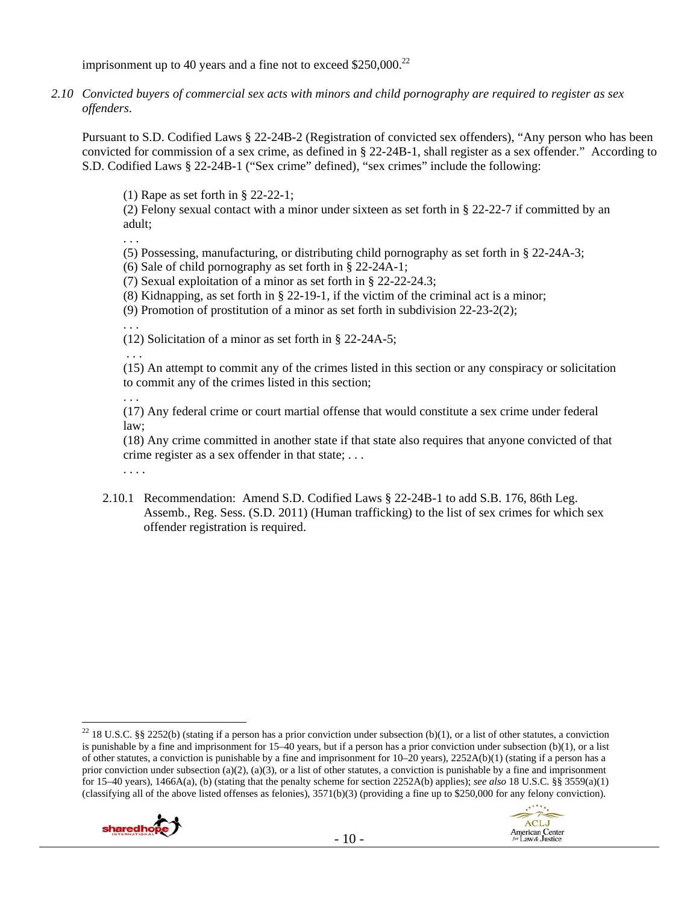imprisonment up to 40 years and a fine not to exceed $250,000.[22]

*2.10 Convicted buyers of commercial sex acts with minors and child pornography are required to register as sex offenders.*

Pursuant to S.D. Codified Laws § 22-24B-2 (Registration of convicted sex offenders), "Any person who has been convicted for commission of a sex crime, as defined in § 22-24B-1, shall register as a sex offender." According to S.D. Codified Laws § 22-24B-1 ("Sex crime" defined), "sex crimes" include the following:

> (1) Rape as set forth in § 22-22-1;
> (2) Felony sexual contact with a minor under sixteen as set forth in § 22-22-7 if committed by an adult;
> . . .
> (5) Possessing, manufacturing, or distributing child pornography as set forth in § 22-24A-3;
> (6) Sale of child pornography as set forth in § 22-24A-1;
> (7) Sexual exploitation of a minor as set forth in § 22-22-24.3;
> (8) Kidnapping, as set forth in § 22-19-1, if the victim of the criminal act is a minor;
> (9) Promotion of prostitution of a minor as set forth in subdivision 22-23-2(2);
> . . .
> (12) Solicitation of a minor as set forth in § 22-24A-5;
> . . .
> (15) An attempt to commit any of the crimes listed in this section or any conspiracy or solicitation to commit any of the crimes listed in this section;
> . . .
> (17) Any federal crime or court martial offense that would constitute a sex crime under federal law;
> (18) Any crime committed in another state if that state also requires that anyone convicted of that crime register as a sex offender in that state; . . .
> . . . .

2.10.1 Recommendation: Amend S.D. Codified Laws § 22-24B-1 to add S.B. 176, 86th Leg. Assemb., Reg. Sess. (S.D. 2011) (Human trafficking) to the list of sex crimes for which sex offender registration is required.

---

[22] 18 U.S.C. §§ 2252(b) (stating if a person has a prior conviction under subsection (b)(1), or a list of other statutes, a conviction is punishable by a fine and imprisonment for 15–40 years, but if a person has a prior conviction under subsection (b)(1), or a list of other statutes, a conviction is punishable by a fine and imprisonment for 10–20 years), 2252A(b)(1) (stating if a person has a prior conviction under subsection (a)(2), (a)(3), or a list of other statutes, a conviction is punishable by a fine and imprisonment for 15–40 years), 1466A(a), (b) (stating that the penalty scheme for section 2252A(b) applies); *see also* 18 U.S.C. §§ 3559(a)(1) (classifying all of the above listed offenses as felonies), 3571(b)(3) (providing a fine up to $250,000 for any felony conviction).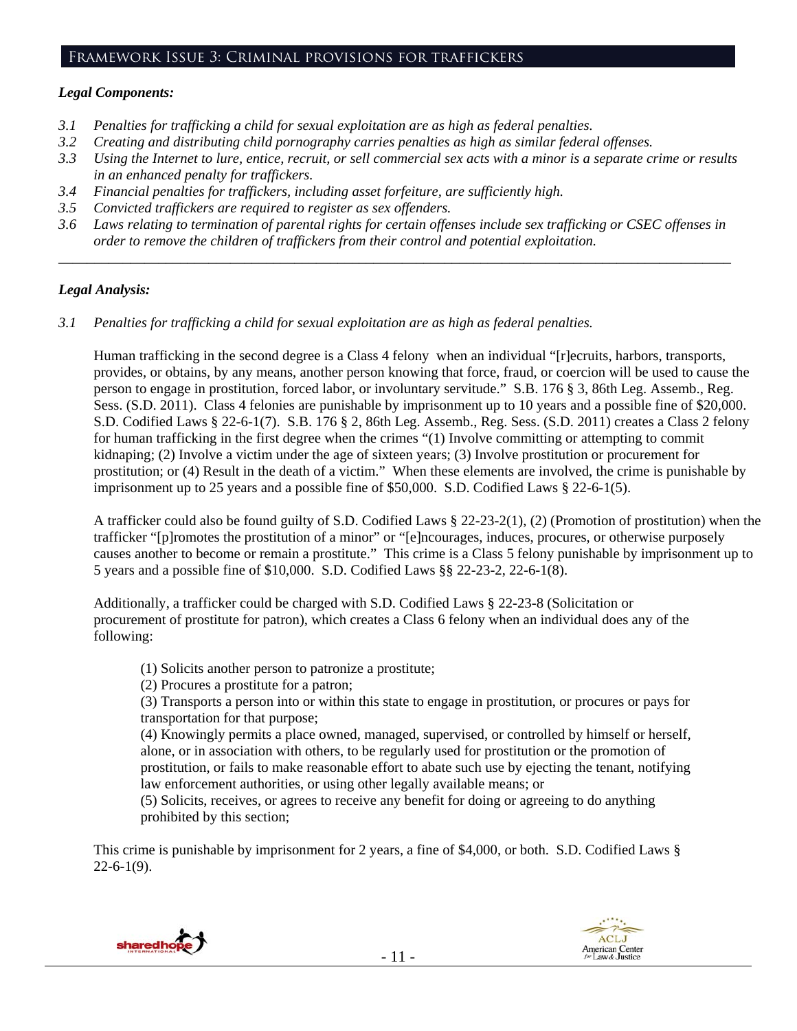## Framework Issue 3: Criminal provisions for traffickers

***Legal Components:***

*3.1 Penalties for trafficking a child for sexual exploitation are as high as federal penalties.*
*3.2 Creating and distributing child pornography carries penalties as high as similar federal offenses.*
*3.3 Using the Internet to lure, entice, recruit, or sell commercial sex acts with a minor is a separate crime or results in an enhanced penalty for traffickers.*
*3.4 Financial penalties for traffickers, including asset forfeiture, are sufficiently high.*
*3.5 Convicted traffickers are required to register as sex offenders.*
*3.6 Laws relating to termination of parental rights for certain offenses include sex trafficking or CSEC offenses in order to remove the children of traffickers from their control and potential exploitation.*

---

***Legal Analysis:***

*3.1 Penalties for trafficking a child for sexual exploitation are as high as federal penalties.*

Human trafficking in the second degree is a Class 4 felony when an individual "[r]ecruits, harbors, transports, provides, or obtains, by any means, another person knowing that force, fraud, or coercion will be used to cause the person to engage in prostitution, forced labor, or involuntary servitude." S.B. 176 § 3, 86th Leg. Assemb., Reg. Sess. (S.D. 2011). Class 4 felonies are punishable by imprisonment up to 10 years and a possible fine of $20,000. S.D. Codified Laws § 22-6-1(7). S.B. 176 § 2, 86th Leg. Assemb., Reg. Sess. (S.D. 2011) creates a Class 2 felony for human trafficking in the first degree when the crimes "(1) Involve committing or attempting to commit kidnaping; (2) Involve a victim under the age of sixteen years; (3) Involve prostitution or procurement for prostitution; or (4) Result in the death of a victim." When these elements are involved, the crime is punishable by imprisonment up to 25 years and a possible fine of $50,000. S.D. Codified Laws § 22-6-1(5).

A trafficker could also be found guilty of S.D. Codified Laws § 22-23-2(1), (2) (Promotion of prostitution) when the trafficker "[p]romotes the prostitution of a minor" or "[e]ncourages, induces, procures, or otherwise purposely causes another to become or remain a prostitute." This crime is a Class 5 felony punishable by imprisonment up to 5 years and a possible fine of $10,000. S.D. Codified Laws §§ 22-23-2, 22-6-1(8).

Additionally, a trafficker could be charged with S.D. Codified Laws § 22-23-8 (Solicitation or procurement of prostitute for patron), which creates a Class 6 felony when an individual does any of the following:

> (1) Solicits another person to patronize a prostitute;
> (2) Procures a prostitute for a patron;
> (3) Transports a person into or within this state to engage in prostitution, or procures or pays for transportation for that purpose;
> (4) Knowingly permits a place owned, managed, supervised, or controlled by himself or herself, alone, or in association with others, to be regularly used for prostitution or the promotion of prostitution, or fails to make reasonable effort to abate such use by ejecting the tenant, notifying law enforcement authorities, or using other legally available means; or
> (5) Solicits, receives, or agrees to receive any benefit for doing or agreeing to do anything prohibited by this section;

This crime is punishable by imprisonment for 2 years, a fine of $4,000, or both. S.D. Codified Laws § 22-6-1(9).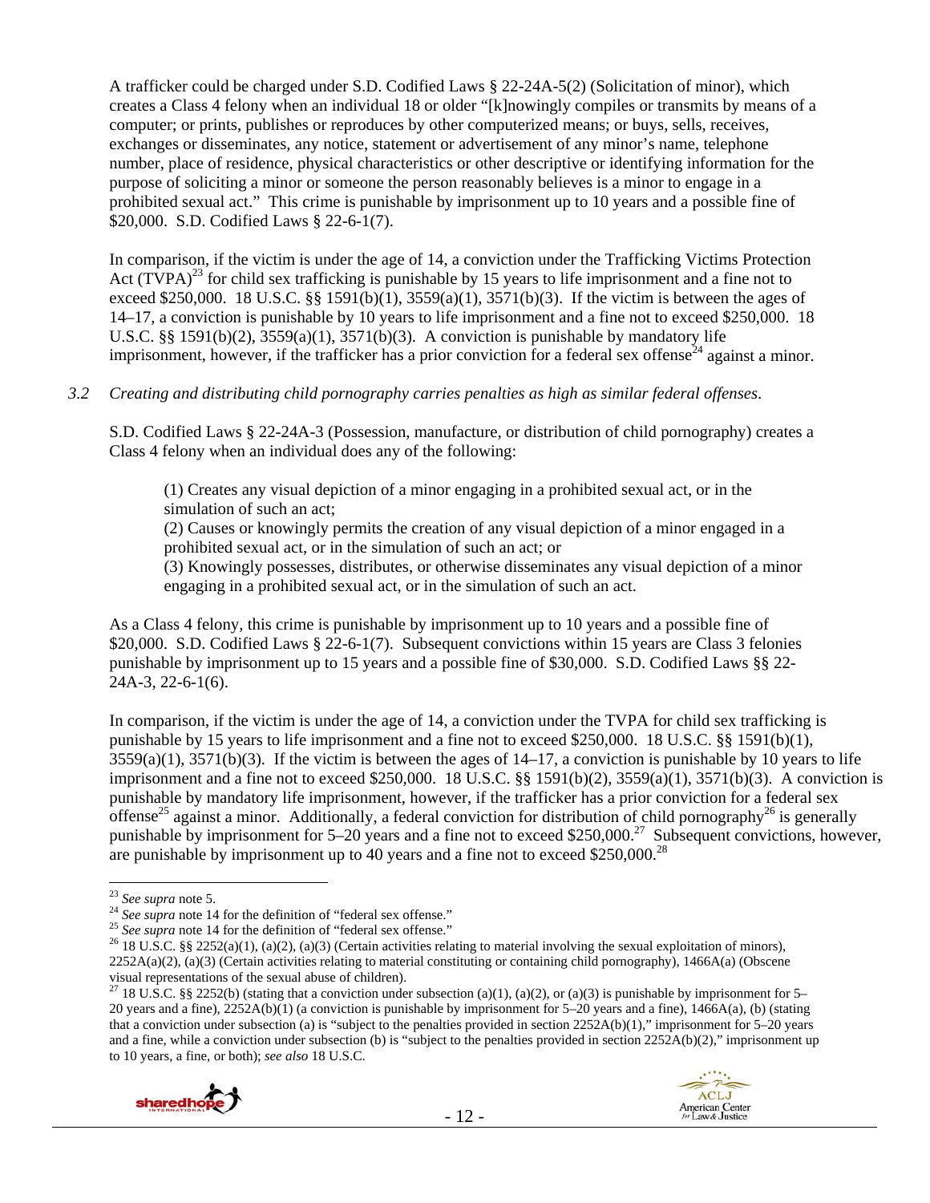A trafficker could be charged under S.D. Codified Laws § 22-24A-5(2) (Solicitation of minor), which creates a Class 4 felony when an individual 18 or older "[k]nowingly compiles or transmits by means of a computer; or prints, publishes or reproduces by other computerized means; or buys, sells, receives, exchanges or disseminates, any notice, statement or advertisement of any minor's name, telephone number, place of residence, physical characteristics or other descriptive or identifying information for the purpose of soliciting a minor or someone the person reasonably believes is a minor to engage in a prohibited sexual act." This crime is punishable by imprisonment up to 10 years and a possible fine of $20,000. S.D. Codified Laws § 22-6-1(7).

In comparison, if the victim is under the age of 14, a conviction under the Trafficking Victims Protection Act (TVPA)[23] for child sex trafficking is punishable by 15 years to life imprisonment and a fine not to exceed $250,000. 18 U.S.C. §§ 1591(b)(1), 3559(a)(1), 3571(b)(3). If the victim is between the ages of 14–17, a conviction is punishable by 10 years to life imprisonment and a fine not to exceed $250,000. 18 U.S.C. §§ 1591(b)(2), 3559(a)(1), 3571(b)(3). A conviction is punishable by mandatory life imprisonment, however, if the trafficker has a prior conviction for a federal sex offense[24] against a minor.

*3.2 Creating and distributing child pornography carries penalties as high as similar federal offenses.*

S.D. Codified Laws § 22-24A-3 (Possession, manufacture, or distribution of child pornography) creates a Class 4 felony when an individual does any of the following:

> (1) Creates any visual depiction of a minor engaging in a prohibited sexual act, or in the simulation of such an act;
> (2) Causes or knowingly permits the creation of any visual depiction of a minor engaged in a prohibited sexual act, or in the simulation of such an act; or
> (3) Knowingly possesses, distributes, or otherwise disseminates any visual depiction of a minor engaging in a prohibited sexual act, or in the simulation of such an act.

As a Class 4 felony, this crime is punishable by imprisonment up to 10 years and a possible fine of $20,000. S.D. Codified Laws § 22-6-1(7). Subsequent convictions within 15 years are Class 3 felonies punishable by imprisonment up to 15 years and a possible fine of $30,000. S.D. Codified Laws §§ 22-24A-3, 22-6-1(6).

In comparison, if the victim is under the age of 14, a conviction under the TVPA for child sex trafficking is punishable by 15 years to life imprisonment and a fine not to exceed $250,000. 18 U.S.C. §§ 1591(b)(1), 3559(a)(1), 3571(b)(3). If the victim is between the ages of 14–17, a conviction is punishable by 10 years to life imprisonment and a fine not to exceed $250,000. 18 U.S.C. §§ 1591(b)(2), 3559(a)(1), 3571(b)(3). A conviction is punishable by mandatory life imprisonment, however, if the trafficker has a prior conviction for a federal sex offense[25] against a minor. Additionally, a federal conviction for distribution of child pornography[26] is generally punishable by imprisonment for 5–20 years and a fine not to exceed $250,000.[27] Subsequent convictions, however, are punishable by imprisonment up to 40 years and a fine not to exceed $250,000.[28]

---

[23] *See supra* note 5.

[24] *See supra* note 14 for the definition of "federal sex offense."

[25] *See supra* note 14 for the definition of "federal sex offense."

[26] 18 U.S.C. §§ 2252(a)(1), (a)(2), (a)(3) (Certain activities relating to material involving the sexual exploitation of minors), 2252A(a)(2), (a)(3) (Certain activities relating to material constituting or containing child pornography), 1466A(a) (Obscene visual representations of the sexual abuse of children).

[27] 18 U.S.C. §§ 2252(b) (stating that a conviction under subsection (a)(1), (a)(2), or (a)(3) is punishable by imprisonment for 5–20 years and a fine), 2252A(b)(1) (a conviction is punishable by imprisonment for 5–20 years and a fine), 1466A(a), (b) (stating that a conviction under subsection (a) is "subject to the penalties provided in section 2252A(b)(1)," imprisonment for 5–20 years and a fine, while a conviction under subsection (b) is "subject to the penalties provided in section 2252A(b)(2)," imprisonment up to 10 years, a fine, or both); *see also* 18 U.S.C.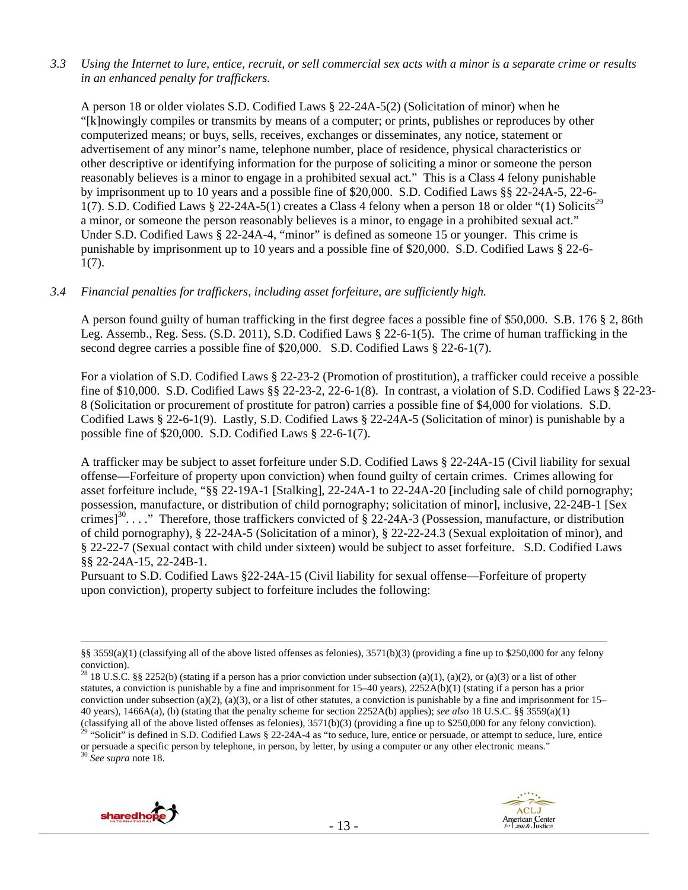*3.3 Using the Internet to lure, entice, recruit, or sell commercial sex acts with a minor is a separate crime or results in an enhanced penalty for traffickers.*

A person 18 or older violates S.D. Codified Laws § 22-24A-5(2) (Solicitation of minor) when he "[k]nowingly compiles or transmits by means of a computer; or prints, publishes or reproduces by other computerized means; or buys, sells, receives, exchanges or disseminates, any notice, statement or advertisement of any minor's name, telephone number, place of residence, physical characteristics or other descriptive or identifying information for the purpose of soliciting a minor or someone the person reasonably believes is a minor to engage in a prohibited sexual act." This is a Class 4 felony punishable by imprisonment up to 10 years and a possible fine of $20,000. S.D. Codified Laws §§ 22-24A-5, 22-6-1(7). S.D. Codified Laws § 22-24A-5(1) creates a Class 4 felony when a person 18 or older "(1) Solicits[29] a minor, or someone the person reasonably believes is a minor, to engage in a prohibited sexual act." Under S.D. Codified Laws § 22-24A-4, "minor" is defined as someone 15 or younger. This crime is punishable by imprisonment up to 10 years and a possible fine of $20,000. S.D. Codified Laws § 22-6-1(7).

*3.4 Financial penalties for traffickers, including asset forfeiture, are sufficiently high.*

A person found guilty of human trafficking in the first degree faces a possible fine of $50,000. S.B. 176 § 2, 86th Leg. Assemb., Reg. Sess. (S.D. 2011), S.D. Codified Laws § 22-6-1(5). The crime of human trafficking in the second degree carries a possible fine of $20,000. S.D. Codified Laws § 22-6-1(7).

For a violation of S.D. Codified Laws § 22-23-2 (Promotion of prostitution), a trafficker could receive a possible fine of $10,000. S.D. Codified Laws §§ 22-23-2, 22-6-1(8). In contrast, a violation of S.D. Codified Laws § 22-23-8 (Solicitation or procurement of prostitute for patron) carries a possible fine of $4,000 for violations. S.D. Codified Laws § 22-6-1(9). Lastly, S.D. Codified Laws § 22-24A-5 (Solicitation of minor) is punishable by a possible fine of $20,000. S.D. Codified Laws § 22-6-1(7).

A trafficker may be subject to asset forfeiture under S.D. Codified Laws § 22-24A-15 (Civil liability for sexual offense—Forfeiture of property upon conviction) when found guilty of certain crimes. Crimes allowing for asset forfeiture include, "§§ 22-19A-1 [Stalking], 22-24A-1 to 22-24A-20 [including sale of child pornography; possession, manufacture, or distribution of child pornography; solicitation of minor], inclusive, 22-24B-1 [Sex crimes][30]. . . ." Therefore, those traffickers convicted of § 22-24A-3 (Possession, manufacture, or distribution of child pornography), § 22-24A-5 (Solicitation of a minor), § 22-22-24.3 (Sexual exploitation of minor), and § 22-22-7 (Sexual contact with child under sixteen) would be subject to asset forfeiture. S.D. Codified Laws §§ 22-24A-15, 22-24B-1.

Pursuant to S.D. Codified Laws §22-24A-15 (Civil liability for sexual offense—Forfeiture of property upon conviction), property subject to forfeiture includes the following:

---

§§ 3559(a)(1) (classifying all of the above listed offenses as felonies), 3571(b)(3) (providing a fine up to $250,000 for any felony conviction).

[28] 18 U.S.C. §§ 2252(b) (stating if a person has a prior conviction under subsection (a)(1), (a)(2), or (a)(3) or a list of other statutes, a conviction is punishable by a fine and imprisonment for 15–40 years), 2252A(b)(1) (stating if a person has a prior conviction under subsection (a)(2), (a)(3), or a list of other statutes, a conviction is punishable by a fine and imprisonment for 15–40 years), 1466A(a), (b) (stating that the penalty scheme for section 2252A(b) applies); *see also* 18 U.S.C. §§ 3559(a)(1) (classifying all of the above listed offenses as felonies), 3571(b)(3) (providing a fine up to $250,000 for any felony conviction).

[29] "Solicit" is defined in S.D. Codified Laws § 22-24A-4 as "to seduce, lure, entice or persuade, or attempt to seduce, lure, entice or persuade a specific person by telephone, in person, by letter, by using a computer or any other electronic means."

[30] *See supra* note 18.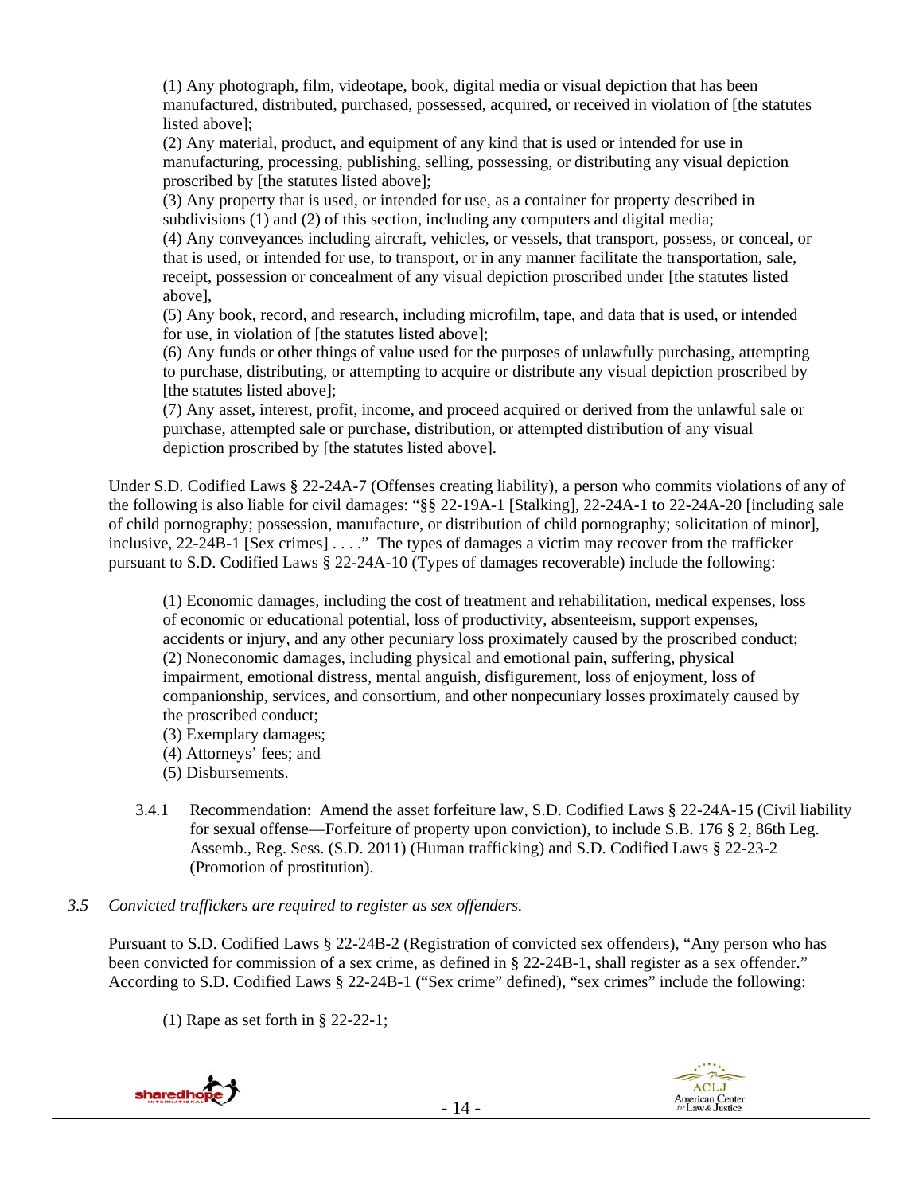> (1) Any photograph, film, videotape, book, digital media or visual depiction that has been manufactured, distributed, purchased, possessed, acquired, or received in violation of [the statutes listed above];
> (2) Any material, product, and equipment of any kind that is used or intended for use in manufacturing, processing, publishing, selling, possessing, or distributing any visual depiction proscribed by [the statutes listed above];
> (3) Any property that is used, or intended for use, as a container for property described in subdivisions (1) and (2) of this section, including any computers and digital media;
> (4) Any conveyances including aircraft, vehicles, or vessels, that transport, possess, or conceal, or that is used, or intended for use, to transport, or in any manner facilitate the transportation, sale, receipt, possession or concealment of any visual depiction proscribed under [the statutes listed above],
> (5) Any book, record, and research, including microfilm, tape, and data that is used, or intended for use, in violation of [the statutes listed above];
> (6) Any funds or other things of value used for the purposes of unlawfully purchasing, attempting to purchase, distributing, or attempting to acquire or distribute any visual depiction proscribed by [the statutes listed above];
> (7) Any asset, interest, profit, income, and proceed acquired or derived from the unlawful sale or purchase, attempted sale or purchase, distribution, or attempted distribution of any visual depiction proscribed by [the statutes listed above].

Under S.D. Codified Laws § 22-24A-7 (Offenses creating liability), a person who commits violations of any of the following is also liable for civil damages: "§§ 22-19A-1 [Stalking], 22-24A-1 to 22-24A-20 [including sale of child pornography; possession, manufacture, or distribution of child pornography; solicitation of minor], inclusive, 22-24B-1 [Sex crimes] . . . ." The types of damages a victim may recover from the trafficker pursuant to S.D. Codified Laws § 22-24A-10 (Types of damages recoverable) include the following:

> (1) Economic damages, including the cost of treatment and rehabilitation, medical expenses, loss of economic or educational potential, loss of productivity, absenteeism, support expenses, accidents or injury, and any other pecuniary loss proximately caused by the proscribed conduct;
> (2) Noneconomic damages, including physical and emotional pain, suffering, physical impairment, emotional distress, mental anguish, disfigurement, loss of enjoyment, loss of companionship, services, and consortium, and other nonpecuniary losses proximately caused by the proscribed conduct;
> (3) Exemplary damages;
> (4) Attorneys' fees; and
> (5) Disbursements.

3.4.1 Recommendation: Amend the asset forfeiture law, S.D. Codified Laws § 22-24A-15 (Civil liability for sexual offense—Forfeiture of property upon conviction), to include S.B. 176 § 2, 86th Leg. Assemb., Reg. Sess. (S.D. 2011) (Human trafficking) and S.D. Codified Laws § 22-23-2 (Promotion of prostitution).

*3.5 Convicted traffickers are required to register as sex offenders.*

Pursuant to S.D. Codified Laws § 22-24B-2 (Registration of convicted sex offenders), "Any person who has been convicted for commission of a sex crime, as defined in § 22-24B-1, shall register as a sex offender." According to S.D. Codified Laws § 22-24B-1 ("Sex crime" defined), "sex crimes" include the following:

> (1) Rape as set forth in § 22-22-1;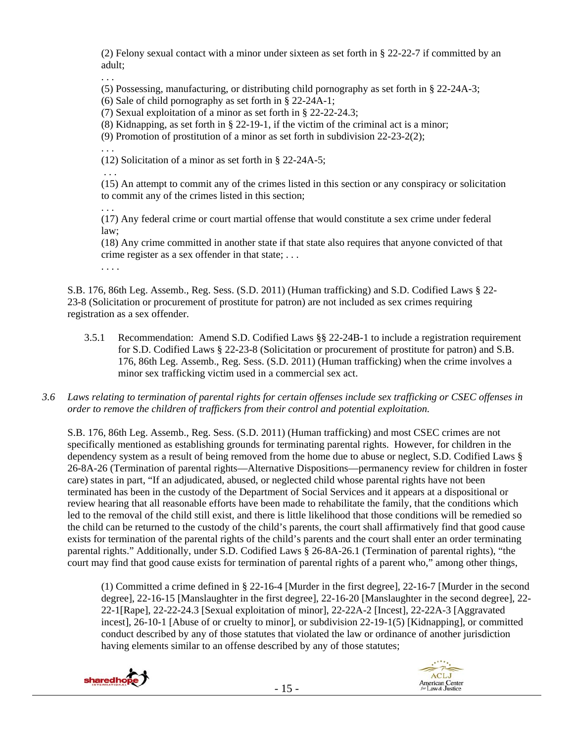(2) Felony sexual contact with a minor under sixteen as set forth in § 22-22-7 if committed by an adult;

. . .

(5) Possessing, manufacturing, or distributing child pornography as set forth in § 22-24A-3;

(6) Sale of child pornography as set forth in § 22-24A-1;

(7) Sexual exploitation of a minor as set forth in § 22-22-24.3;

(8) Kidnapping, as set forth in § 22-19-1, if the victim of the criminal act is a minor;

(9) Promotion of prostitution of a minor as set forth in subdivision 22-23-2(2);

. . .

(12) Solicitation of a minor as set forth in § 22-24A-5;

. . .

(15) An attempt to commit any of the crimes listed in this section or any conspiracy or solicitation to commit any of the crimes listed in this section;

. . .

(17) Any federal crime or court martial offense that would constitute a sex crime under federal law;

(18) Any crime committed in another state if that state also requires that anyone convicted of that crime register as a sex offender in that state; . . .

. . . .

S.B. 176, 86th Leg. Assemb., Reg. Sess. (S.D. 2011) (Human trafficking) and S.D. Codified Laws § 22-23-8 (Solicitation or procurement of prostitute for patron) are not included as sex crimes requiring registration as a sex offender.

3.5.1 Recommendation: Amend S.D. Codified Laws §§ 22-24B-1 to include a registration requirement for S.D. Codified Laws § 22-23-8 (Solicitation or procurement of prostitute for patron) and S.B. 176, 86th Leg. Assemb., Reg. Sess. (S.D. 2011) (Human trafficking) when the crime involves a minor sex trafficking victim used in a commercial sex act.

*3.6 Laws relating to termination of parental rights for certain offenses include sex trafficking or CSEC offenses in order to remove the children of traffickers from their control and potential exploitation.*

S.B. 176, 86th Leg. Assemb., Reg. Sess. (S.D. 2011) (Human trafficking) and most CSEC crimes are not specifically mentioned as establishing grounds for terminating parental rights. However, for children in the dependency system as a result of being removed from the home due to abuse or neglect, S.D. Codified Laws § 26-8A-26 (Termination of parental rights—Alternative Dispositions—permanency review for children in foster care) states in part, "If an adjudicated, abused, or neglected child whose parental rights have not been terminated has been in the custody of the Department of Social Services and it appears at a dispositional or review hearing that all reasonable efforts have been made to rehabilitate the family, that the conditions which led to the removal of the child still exist, and there is little likelihood that those conditions will be remedied so the child can be returned to the custody of the child's parents, the court shall affirmatively find that good cause exists for termination of the parental rights of the child's parents and the court shall enter an order terminating parental rights." Additionally, under S.D. Codified Laws § 26-8A-26.1 (Termination of parental rights), "the court may find that good cause exists for termination of parental rights of a parent who," among other things,

(1) Committed a crime defined in § 22-16-4 [Murder in the first degree], 22-16-7 [Murder in the second degree], 22-16-15 [Manslaughter in the first degree], 22-16-20 [Manslaughter in the second degree], 22-22-1[Rape], 22-22-24.3 [Sexual exploitation of minor], 22-22A-2 [Incest], 22-22A-3 [Aggravated incest], 26-10-1 [Abuse of or cruelty to minor], or subdivision 22-19-1(5) [Kidnapping], or committed conduct described by any of those statutes that violated the law or ordinance of another jurisdiction having elements similar to an offense described by any of those statutes;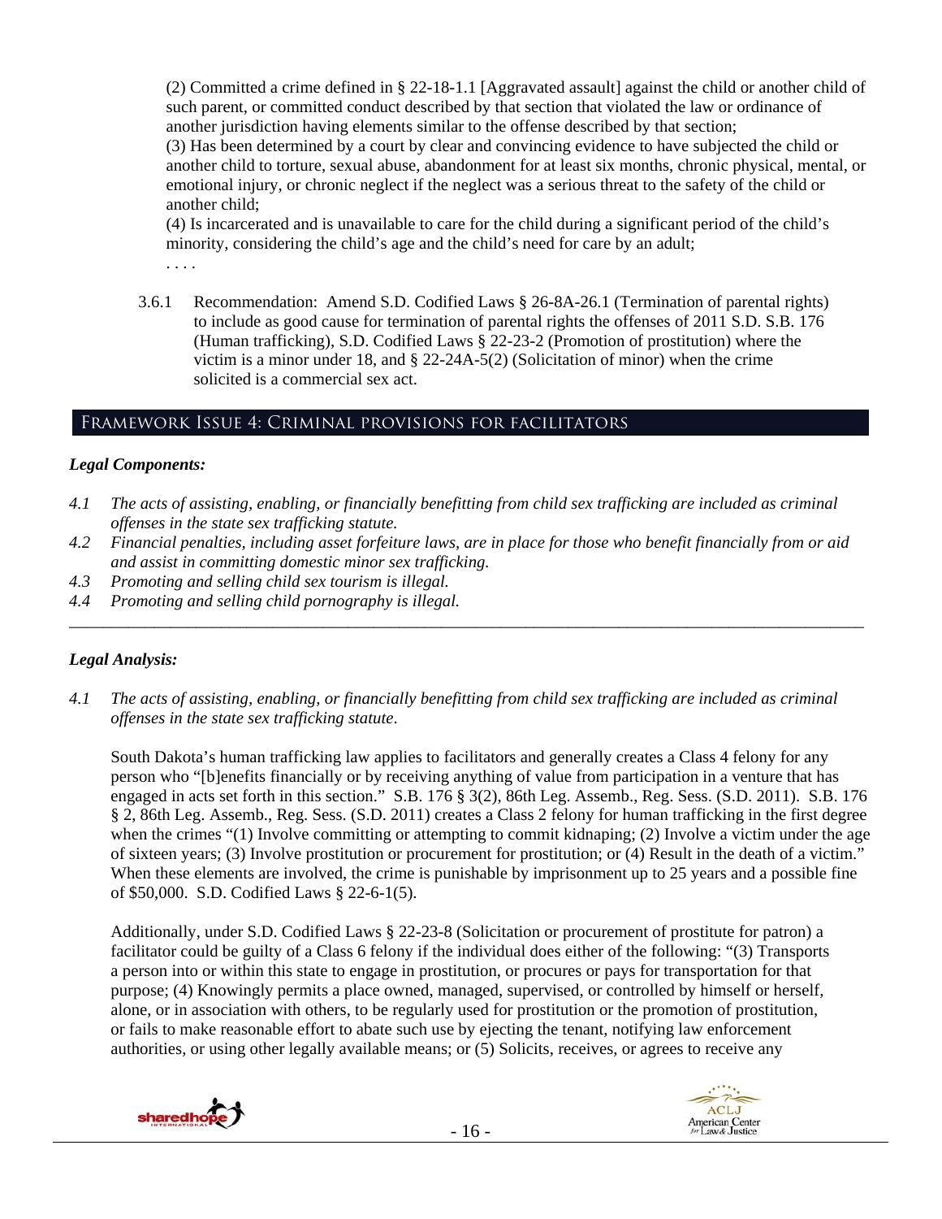(2) Committed a crime defined in § 22-18-1.1 [Aggravated assault] against the child or another child of such parent, or committed conduct described by that section that violated the law or ordinance of another jurisdiction having elements similar to the offense described by that section;
(3) Has been determined by a court by clear and convincing evidence to have subjected the child or another child to torture, sexual abuse, abandonment for at least six months, chronic physical, mental, or emotional injury, or chronic neglect if the neglect was a serious threat to the safety of the child or another child;
(4) Is incarcerated and is unavailable to care for the child during a significant period of the child's minority, considering the child's age and the child's need for care by an adult;
. . . .

3.6.1 Recommendation: Amend S.D. Codified Laws § 26-8A-26.1 (Termination of parental rights) to include as good cause for termination of parental rights the offenses of 2011 S.D. S.B. 176 (Human trafficking), S.D. Codified Laws § 22-23-2 (Promotion of prostitution) where the victim is a minor under 18, and § 22-24A-5(2) (Solicitation of minor) when the crime solicited is a commercial sex act.

## Framework Issue 4: Criminal provisions for facilitators

### *Legal Components:*

*4.1 The acts of assisting, enabling, or financially benefitting from child sex trafficking are included as criminal offenses in the state sex trafficking statute.*
*4.2 Financial penalties, including asset forfeiture laws, are in place for those who benefit financially from or aid and assist in committing domestic minor sex trafficking.*
*4.3 Promoting and selling child sex tourism is illegal.*
*4.4 Promoting and selling child pornography is illegal.*

---

### *Legal Analysis:*

*4.1 The acts of assisting, enabling, or financially benefitting from child sex trafficking are included as criminal offenses in the state sex trafficking statute.*

South Dakota's human trafficking law applies to facilitators and generally creates a Class 4 felony for any person who "[b]enefits financially or by receiving anything of value from participation in a venture that has engaged in acts set forth in this section." S.B. 176 § 3(2), 86th Leg. Assemb., Reg. Sess. (S.D. 2011). S.B. 176 § 2, 86th Leg. Assemb., Reg. Sess. (S.D. 2011) creates a Class 2 felony for human trafficking in the first degree when the crimes "(1) Involve committing or attempting to commit kidnaping; (2) Involve a victim under the age of sixteen years; (3) Involve prostitution or procurement for prostitution; or (4) Result in the death of a victim." When these elements are involved, the crime is punishable by imprisonment up to 25 years and a possible fine of $50,000. S.D. Codified Laws § 22-6-1(5).

Additionally, under S.D. Codified Laws § 22-23-8 (Solicitation or procurement of prostitute for patron) a facilitator could be guilty of a Class 6 felony if the individual does either of the following: "(3) Transports a person into or within this state to engage in prostitution, or procures or pays for transportation for that purpose; (4) Knowingly permits a place owned, managed, supervised, or controlled by himself or herself, alone, or in association with others, to be regularly used for prostitution or the promotion of prostitution, or fails to make reasonable effort to abate such use by ejecting the tenant, notifying law enforcement authorities, or using other legally available means; or (5) Solicits, receives, or agrees to receive any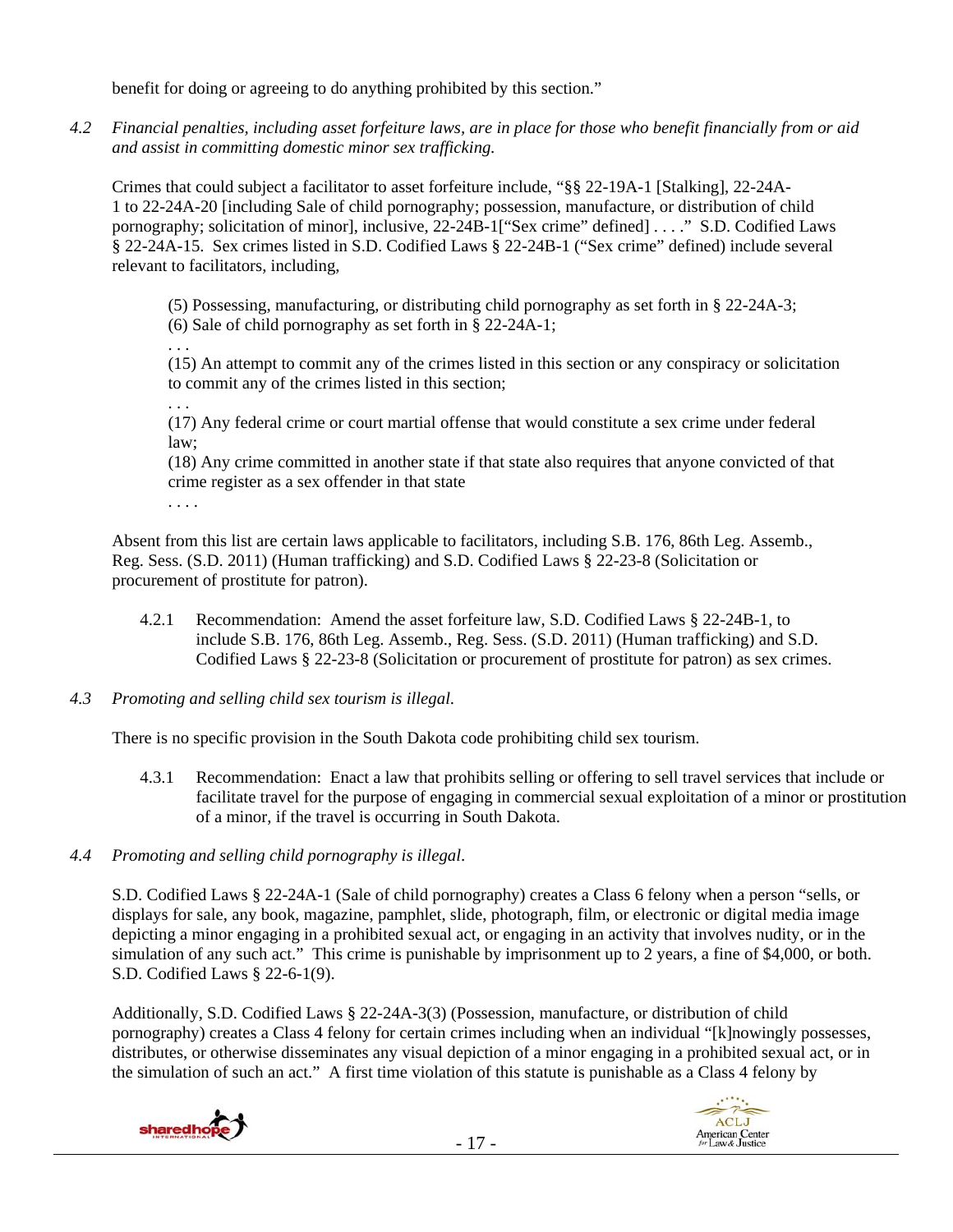benefit for doing or agreeing to do anything prohibited by this section."

*4.2 Financial penalties, including asset forfeiture laws, are in place for those who benefit financially from or aid and assist in committing domestic minor sex trafficking.*

Crimes that could subject a facilitator to asset forfeiture include, "§§ 22-19A-1 [Stalking], 22-24A-1 to 22-24A-20 [including Sale of child pornography; possession, manufacture, or distribution of child pornography; solicitation of minor], inclusive, 22-24B-1["Sex crime" defined] . . . ." S.D. Codified Laws § 22-24A-15. Sex crimes listed in S.D. Codified Laws § 22-24B-1 ("Sex crime" defined) include several relevant to facilitators, including,

> (5) Possessing, manufacturing, or distributing child pornography as set forth in § 22-24A-3;
> (6) Sale of child pornography as set forth in § 22-24A-1;
> . . .
> (15) An attempt to commit any of the crimes listed in this section or any conspiracy or solicitation to commit any of the crimes listed in this section;
> . . .
> (17) Any federal crime or court martial offense that would constitute a sex crime under federal law;
> (18) Any crime committed in another state if that state also requires that anyone convicted of that crime register as a sex offender in that state
> . . . .

Absent from this list are certain laws applicable to facilitators, including S.B. 176, 86th Leg. Assemb., Reg. Sess. (S.D. 2011) (Human trafficking) and S.D. Codified Laws § 22-23-8 (Solicitation or procurement of prostitute for patron).

4.2.1 Recommendation: Amend the asset forfeiture law, S.D. Codified Laws § 22-24B-1, to include S.B. 176, 86th Leg. Assemb., Reg. Sess. (S.D. 2011) (Human trafficking) and S.D. Codified Laws § 22-23-8 (Solicitation or procurement of prostitute for patron) as sex crimes.

*4.3 Promoting and selling child sex tourism is illegal.*

There is no specific provision in the South Dakota code prohibiting child sex tourism.

4.3.1 Recommendation: Enact a law that prohibits selling or offering to sell travel services that include or facilitate travel for the purpose of engaging in commercial sexual exploitation of a minor or prostitution of a minor, if the travel is occurring in South Dakota.

*4.4 Promoting and selling child pornography is illegal.*

S.D. Codified Laws § 22-24A-1 (Sale of child pornography) creates a Class 6 felony when a person "sells, or displays for sale, any book, magazine, pamphlet, slide, photograph, film, or electronic or digital media image depicting a minor engaging in a prohibited sexual act, or engaging in an activity that involves nudity, or in the simulation of any such act." This crime is punishable by imprisonment up to 2 years, a fine of $4,000, or both. S.D. Codified Laws § 22-6-1(9).

Additionally, S.D. Codified Laws § 22-24A-3(3) (Possession, manufacture, or distribution of child pornography) creates a Class 4 felony for certain crimes including when an individual "[k]nowingly possesses, distributes, or otherwise disseminates any visual depiction of a minor engaging in a prohibited sexual act, or in the simulation of such an act." A first time violation of this statute is punishable as a Class 4 felony by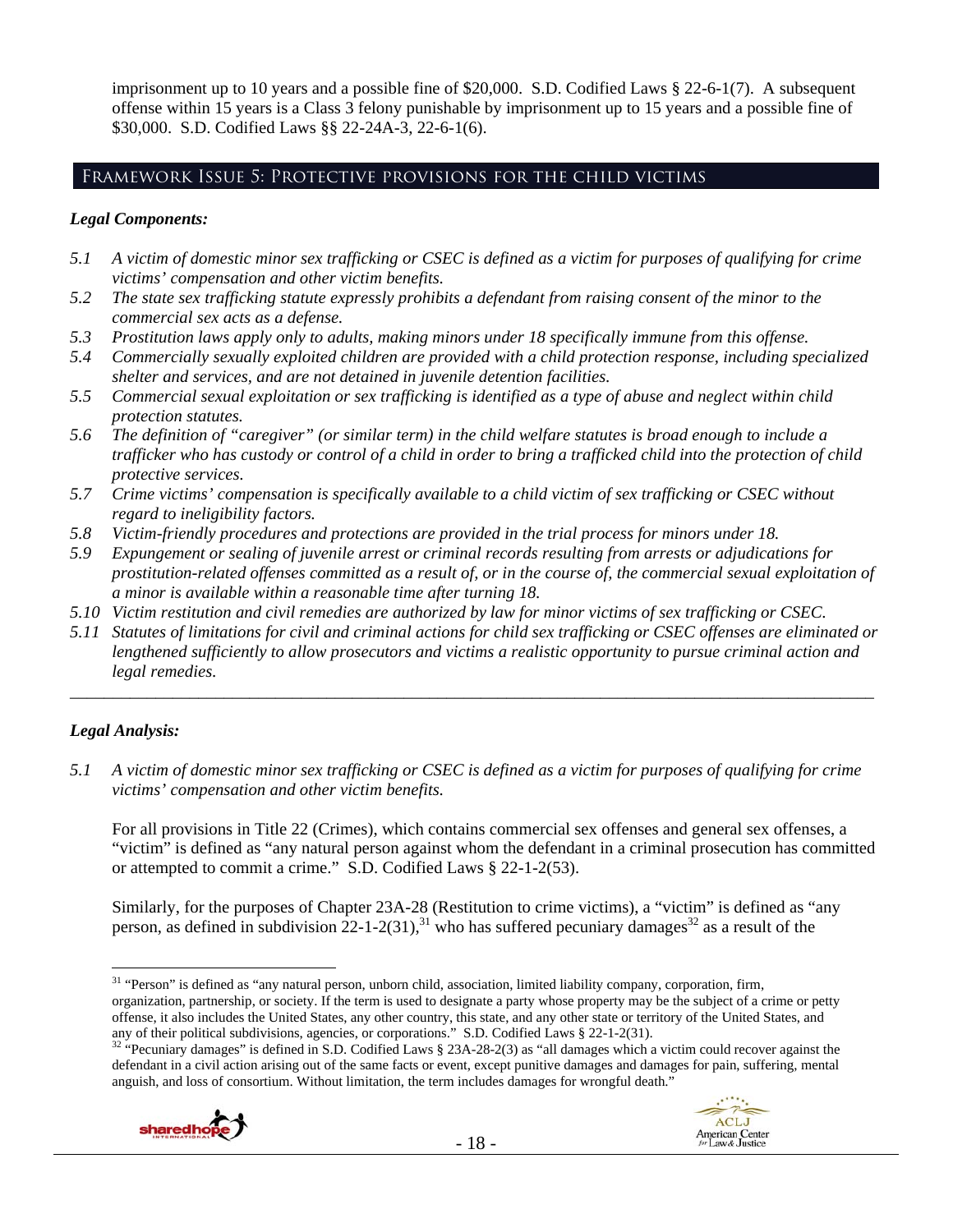imprisonment up to 10 years and a possible fine of $20,000. S.D. Codified Laws § 22-6-1(7). A subsequent offense within 15 years is a Class 3 felony punishable by imprisonment up to 15 years and a possible fine of $30,000. S.D. Codified Laws §§ 22-24A-3, 22-6-1(6).

## Framework Issue 5: Protective provisions for the child victims

### *Legal Components:*

*5.1 A victim of domestic minor sex trafficking or CSEC is defined as a victim for purposes of qualifying for crime victims' compensation and other victim benefits.*

*5.2 The state sex trafficking statute expressly prohibits a defendant from raising consent of the minor to the commercial sex acts as a defense.*

*5.3 Prostitution laws apply only to adults, making minors under 18 specifically immune from this offense.*

*5.4 Commercially sexually exploited children are provided with a child protection response, including specialized shelter and services, and are not detained in juvenile detention facilities.*

*5.5 Commercial sexual exploitation or sex trafficking is identified as a type of abuse and neglect within child protection statutes.*

*5.6 The definition of "caregiver" (or similar term) in the child welfare statutes is broad enough to include a trafficker who has custody or control of a child in order to bring a trafficked child into the protection of child protective services.*

*5.7 Crime victims' compensation is specifically available to a child victim of sex trafficking or CSEC without regard to ineligibility factors.*

*5.8 Victim-friendly procedures and protections are provided in the trial process for minors under 18.*

*5.9 Expungement or sealing of juvenile arrest or criminal records resulting from arrests or adjudications for prostitution-related offenses committed as a result of, or in the course of, the commercial sexual exploitation of a minor is available within a reasonable time after turning 18.*

*5.10 Victim restitution and civil remedies are authorized by law for minor victims of sex trafficking or CSEC.*

*5.11 Statutes of limitations for civil and criminal actions for child sex trafficking or CSEC offenses are eliminated or lengthened sufficiently to allow prosecutors and victims a realistic opportunity to pursue criminal action and legal remedies.*

---

### *Legal Analysis:*

*5.1 A victim of domestic minor sex trafficking or CSEC is defined as a victim for purposes of qualifying for crime victims' compensation and other victim benefits.*

For all provisions in Title 22 (Crimes), which contains commercial sex offenses and general sex offenses, a "victim" is defined as "any natural person against whom the defendant in a criminal prosecution has committed or attempted to commit a crime." S.D. Codified Laws § 22-1-2(53).

Similarly, for the purposes of Chapter 23A-28 (Restitution to crime victims), a "victim" is defined as "any person, as defined in subdivision 22-1-2(31),[31] who has suffered pecuniary damages[32] as a result of the

---

[31] "Person" is defined as "any natural person, unborn child, association, limited liability company, corporation, firm, organization, partnership, or society. If the term is used to designate a party whose property may be the subject of a crime or petty offense, it also includes the United States, any other country, this state, and any other state or territory of the United States, and any of their political subdivisions, agencies, or corporations." S.D. Codified Laws § 22-1-2(31).

[32] "Pecuniary damages" is defined in S.D. Codified Laws § 23A-28-2(3) as "all damages which a victim could recover against the defendant in a civil action arising out of the same facts or event, except punitive damages and damages for pain, suffering, mental anguish, and loss of consortium. Without limitation, the term includes damages for wrongful death."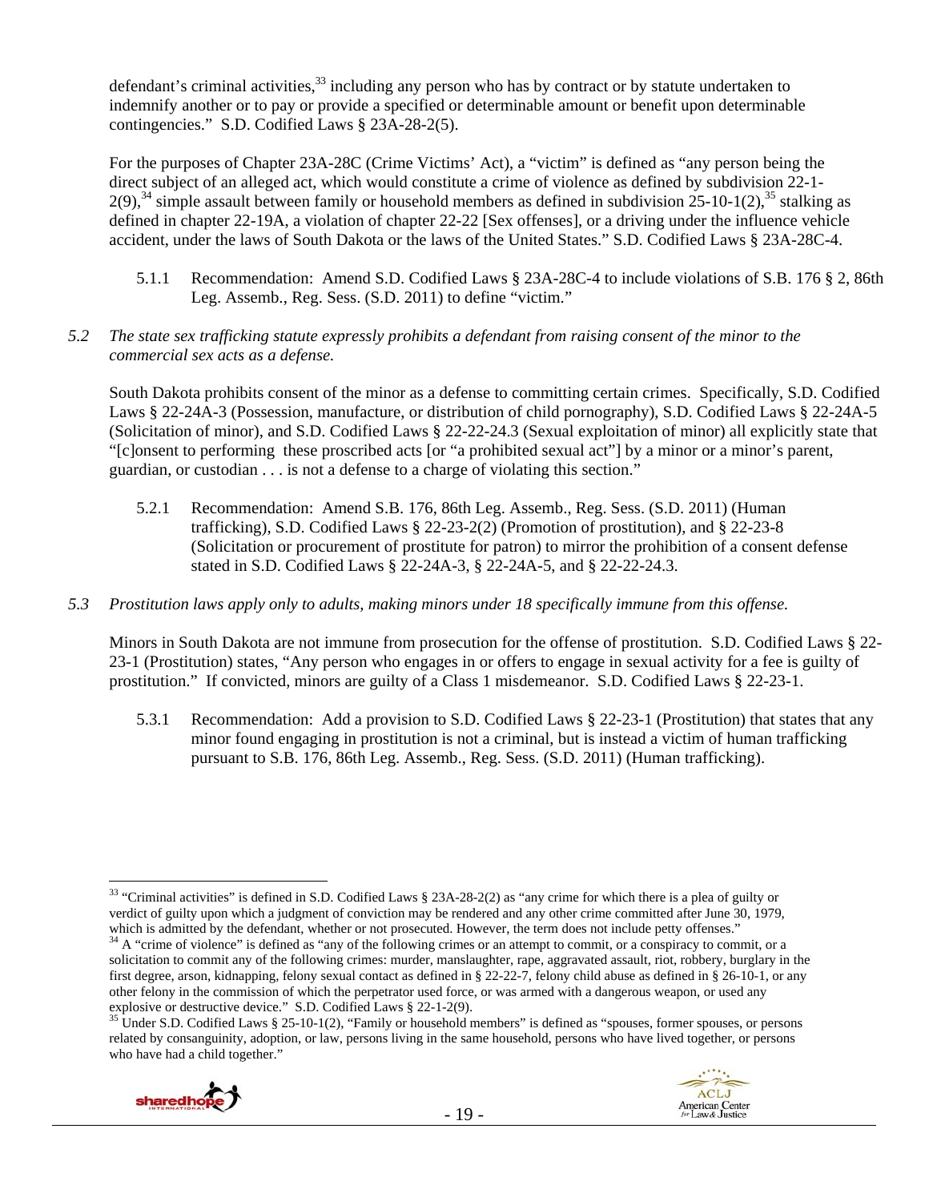defendant's criminal activities,[33] including any person who has by contract or by statute undertaken to indemnify another or to pay or provide a specified or determinable amount or benefit upon determinable contingencies." S.D. Codified Laws § 23A-28-2(5).

For the purposes of Chapter 23A-28C (Crime Victims' Act), a "victim" is defined as "any person being the direct subject of an alleged act, which would constitute a crime of violence as defined by subdivision 22-1-2(9),[34] simple assault between family or household members as defined in subdivision 25-10-1(2),[35] stalking as defined in chapter 22-19A, a violation of chapter 22-22 [Sex offenses], or a driving under the influence vehicle accident, under the laws of South Dakota or the laws of the United States." S.D. Codified Laws § 23A-28C-4.

5.1.1 Recommendation: Amend S.D. Codified Laws § 23A-28C-4 to include violations of S.B. 176 § 2, 86th Leg. Assemb., Reg. Sess. (S.D. 2011) to define "victim."

*5.2 The state sex trafficking statute expressly prohibits a defendant from raising consent of the minor to the commercial sex acts as a defense.*

South Dakota prohibits consent of the minor as a defense to committing certain crimes. Specifically, S.D. Codified Laws § 22-24A-3 (Possession, manufacture, or distribution of child pornography), S.D. Codified Laws § 22-24A-5 (Solicitation of minor), and S.D. Codified Laws § 22-22-24.3 (Sexual exploitation of minor) all explicitly state that "[c]onsent to performing these proscribed acts [or "a prohibited sexual act"] by a minor or a minor's parent, guardian, or custodian . . . is not a defense to a charge of violating this section."

5.2.1 Recommendation: Amend S.B. 176, 86th Leg. Assemb., Reg. Sess. (S.D. 2011) (Human trafficking), S.D. Codified Laws § 22-23-2(2) (Promotion of prostitution), and § 22-23-8 (Solicitation or procurement of prostitute for patron) to mirror the prohibition of a consent defense stated in S.D. Codified Laws § 22-24A-3, § 22-24A-5, and § 22-22-24.3.

*5.3 Prostitution laws apply only to adults, making minors under 18 specifically immune from this offense.*

Minors in South Dakota are not immune from prosecution for the offense of prostitution. S.D. Codified Laws § 22-23-1 (Prostitution) states, "Any person who engages in or offers to engage in sexual activity for a fee is guilty of prostitution." If convicted, minors are guilty of a Class 1 misdemeanor. S.D. Codified Laws § 22-23-1.

5.3.1 Recommendation: Add a provision to S.D. Codified Laws § 22-23-1 (Prostitution) that states that any minor found engaging in prostitution is not a criminal, but is instead a victim of human trafficking pursuant to S.B. 176, 86th Leg. Assemb., Reg. Sess. (S.D. 2011) (Human trafficking).

---

[33] "Criminal activities" is defined in S.D. Codified Laws § 23A-28-2(2) as "any crime for which there is a plea of guilty or verdict of guilty upon which a judgment of conviction may be rendered and any other crime committed after June 30, 1979, which is admitted by the defendant, whether or not prosecuted. However, the term does not include petty offenses."

[34] A "crime of violence" is defined as "any of the following crimes or an attempt to commit, or a conspiracy to commit, or a solicitation to commit any of the following crimes: murder, manslaughter, rape, aggravated assault, riot, robbery, burglary in the first degree, arson, kidnapping, felony sexual contact as defined in § 22-22-7, felony child abuse as defined in § 26-10-1, or any other felony in the commission of which the perpetrator used force, or was armed with a dangerous weapon, or used any explosive or destructive device." S.D. Codified Laws § 22-1-2(9).

[35] Under S.D. Codified Laws § 25-10-1(2), "Family or household members" is defined as "spouses, former spouses, or persons related by consanguinity, adoption, or law, persons living in the same household, persons who have lived together, or persons who have had a child together."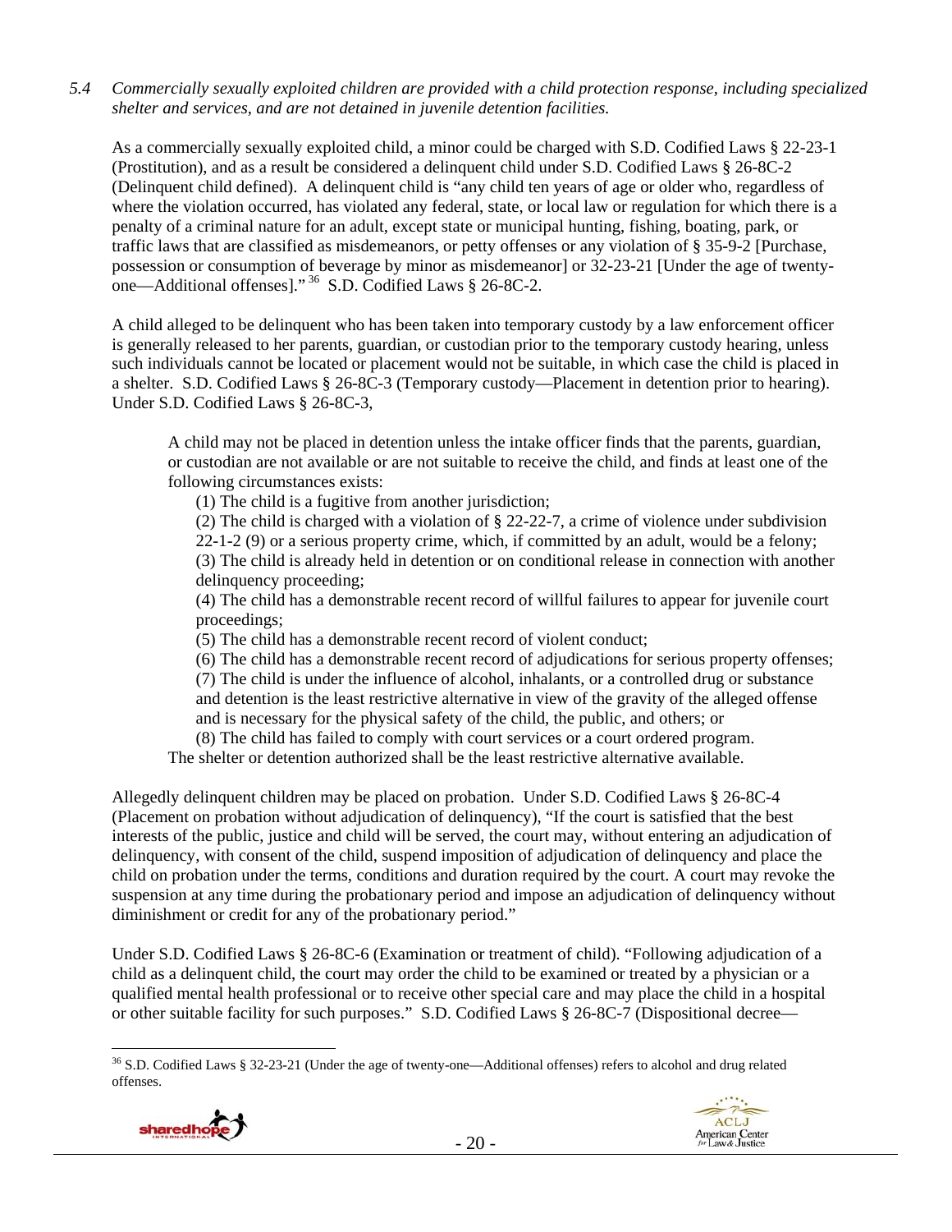*5.4 Commercially sexually exploited children are provided with a child protection response, including specialized shelter and services, and are not detained in juvenile detention facilities.*

As a commercially sexually exploited child, a minor could be charged with S.D. Codified Laws § 22-23-1 (Prostitution), and as a result be considered a delinquent child under S.D. Codified Laws § 26-8C-2 (Delinquent child defined). A delinquent child is "any child ten years of age or older who, regardless of where the violation occurred, has violated any federal, state, or local law or regulation for which there is a penalty of a criminal nature for an adult, except state or municipal hunting, fishing, boating, park, or traffic laws that are classified as misdemeanors, or petty offenses or any violation of § 35-9-2 [Purchase, possession or consumption of beverage by minor as misdemeanor] or 32-23-21 [Under the age of twenty-one—Additional offenses]." [36] S.D. Codified Laws § 26-8C-2.

A child alleged to be delinquent who has been taken into temporary custody by a law enforcement officer is generally released to her parents, guardian, or custodian prior to the temporary custody hearing, unless such individuals cannot be located or placement would not be suitable, in which case the child is placed in a shelter. S.D. Codified Laws § 26-8C-3 (Temporary custody—Placement in detention prior to hearing). Under S.D. Codified Laws § 26-8C-3,

> A child may not be placed in detention unless the intake officer finds that the parents, guardian, or custodian are not available or are not suitable to receive the child, and finds at least one of the following circumstances exists:
>
> (1) The child is a fugitive from another jurisdiction;
>
> (2) The child is charged with a violation of § 22-22-7, a crime of violence under subdivision 22-1-2 (9) or a serious property crime, which, if committed by an adult, would be a felony;
>
> (3) The child is already held in detention or on conditional release in connection with another delinquency proceeding;
>
> (4) The child has a demonstrable recent record of willful failures to appear for juvenile court proceedings;
>
> (5) The child has a demonstrable recent record of violent conduct;
>
> (6) The child has a demonstrable recent record of adjudications for serious property offenses;
>
> (7) The child is under the influence of alcohol, inhalants, or a controlled drug or substance and detention is the least restrictive alternative in view of the gravity of the alleged offense and is necessary for the physical safety of the child, the public, and others; or
>
> (8) The child has failed to comply with court services or a court ordered program.
>
> The shelter or detention authorized shall be the least restrictive alternative available.

Allegedly delinquent children may be placed on probation. Under S.D. Codified Laws § 26-8C-4 (Placement on probation without adjudication of delinquency), "If the court is satisfied that the best interests of the public, justice and child will be served, the court may, without entering an adjudication of delinquency, with consent of the child, suspend imposition of adjudication of delinquency and place the child on probation under the terms, conditions and duration required by the court. A court may revoke the suspension at any time during the probationary period and impose an adjudication of delinquency without diminishment or credit for any of the probationary period."

Under S.D. Codified Laws § 26-8C-6 (Examination or treatment of child). "Following adjudication of a child as a delinquent child, the court may order the child to be examined or treated by a physician or a qualified mental health professional or to receive other special care and may place the child in a hospital or other suitable facility for such purposes." S.D. Codified Laws § 26-8C-7 (Dispositional decree—

---

[36] S.D. Codified Laws § 32-23-21 (Under the age of twenty-one—Additional offenses) refers to alcohol and drug related offenses.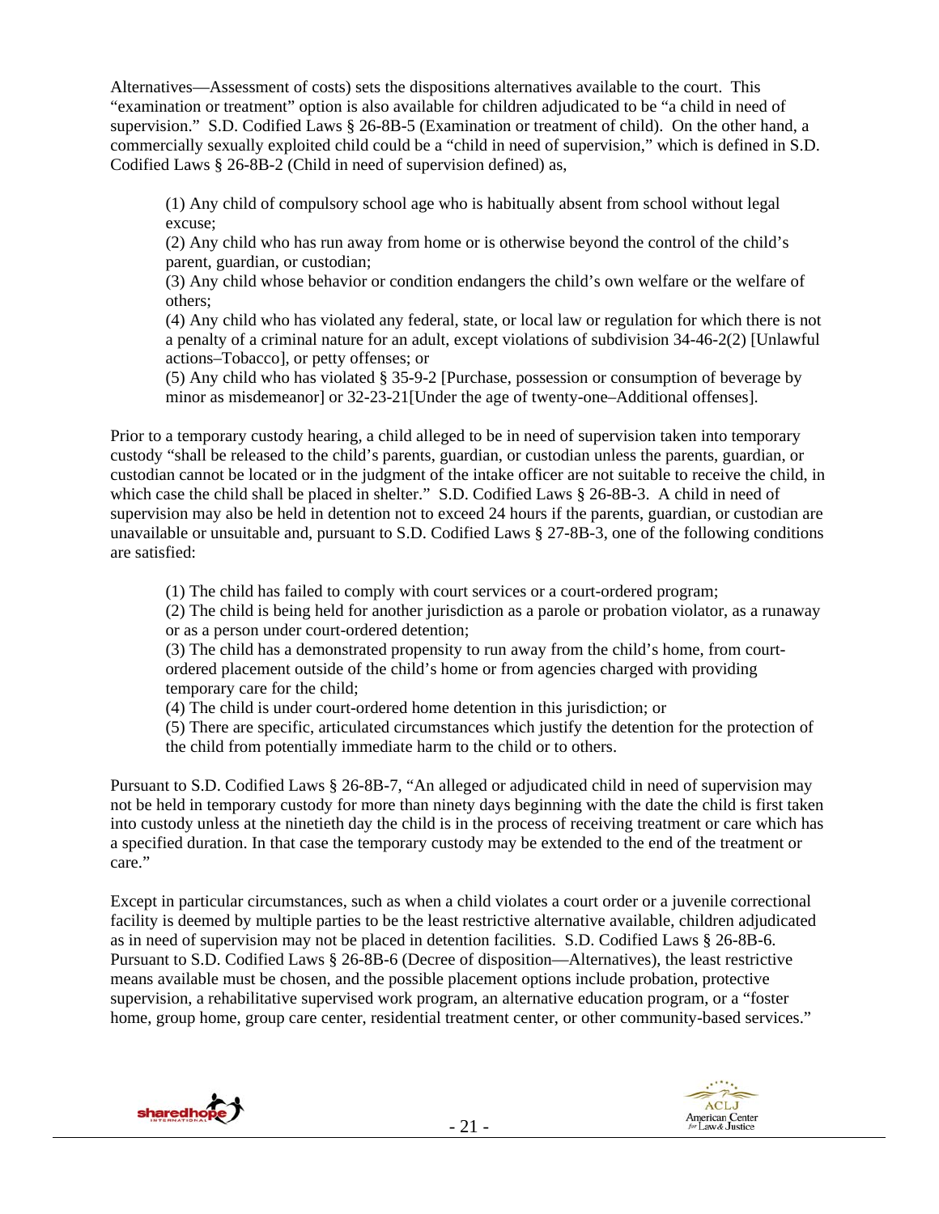Alternatives—Assessment of costs) sets the dispositions alternatives available to the court. This "examination or treatment" option is also available for children adjudicated to be "a child in need of supervision." S.D. Codified Laws § 26-8B-5 (Examination or treatment of child). On the other hand, a commercially sexually exploited child could be a "child in need of supervision," which is defined in S.D. Codified Laws § 26-8B-2 (Child in need of supervision defined) as,

> (1) Any child of compulsory school age who is habitually absent from school without legal excuse;
> (2) Any child who has run away from home or is otherwise beyond the control of the child's parent, guardian, or custodian;
> (3) Any child whose behavior or condition endangers the child's own welfare or the welfare of others;
> (4) Any child who has violated any federal, state, or local law or regulation for which there is not a penalty of a criminal nature for an adult, except violations of subdivision 34-46-2(2) [Unlawful actions–Tobacco], or petty offenses; or
> (5) Any child who has violated § 35-9-2 [Purchase, possession or consumption of beverage by minor as misdemeanor] or 32-23-21[Under the age of twenty-one–Additional offenses].

Prior to a temporary custody hearing, a child alleged to be in need of supervision taken into temporary custody "shall be released to the child's parents, guardian, or custodian unless the parents, guardian, or custodian cannot be located or in the judgment of the intake officer are not suitable to receive the child, in which case the child shall be placed in shelter." S.D. Codified Laws § 26-8B-3. A child in need of supervision may also be held in detention not to exceed 24 hours if the parents, guardian, or custodian are unavailable or unsuitable and, pursuant to S.D. Codified Laws § 27-8B-3, one of the following conditions are satisfied:

> (1) The child has failed to comply with court services or a court-ordered program;
> (2) The child is being held for another jurisdiction as a parole or probation violator, as a runaway or as a person under court-ordered detention;
> (3) The child has a demonstrated propensity to run away from the child's home, from court-ordered placement outside of the child's home or from agencies charged with providing temporary care for the child;
> (4) The child is under court-ordered home detention in this jurisdiction; or
> (5) There are specific, articulated circumstances which justify the detention for the protection of the child from potentially immediate harm to the child or to others.

Pursuant to S.D. Codified Laws § 26-8B-7, "An alleged or adjudicated child in need of supervision may not be held in temporary custody for more than ninety days beginning with the date the child is first taken into custody unless at the ninetieth day the child is in the process of receiving treatment or care which has a specified duration. In that case the temporary custody may be extended to the end of the treatment or care."

Except in particular circumstances, such as when a child violates a court order or a juvenile correctional facility is deemed by multiple parties to be the least restrictive alternative available, children adjudicated as in need of supervision may not be placed in detention facilities. S.D. Codified Laws § 26-8B-6. Pursuant to S.D. Codified Laws § 26-8B-6 (Decree of disposition—Alternatives), the least restrictive means available must be chosen, and the possible placement options include probation, protective supervision, a rehabilitative supervised work program, an alternative education program, or a "foster home, group home, group care center, residential treatment center, or other community-based services."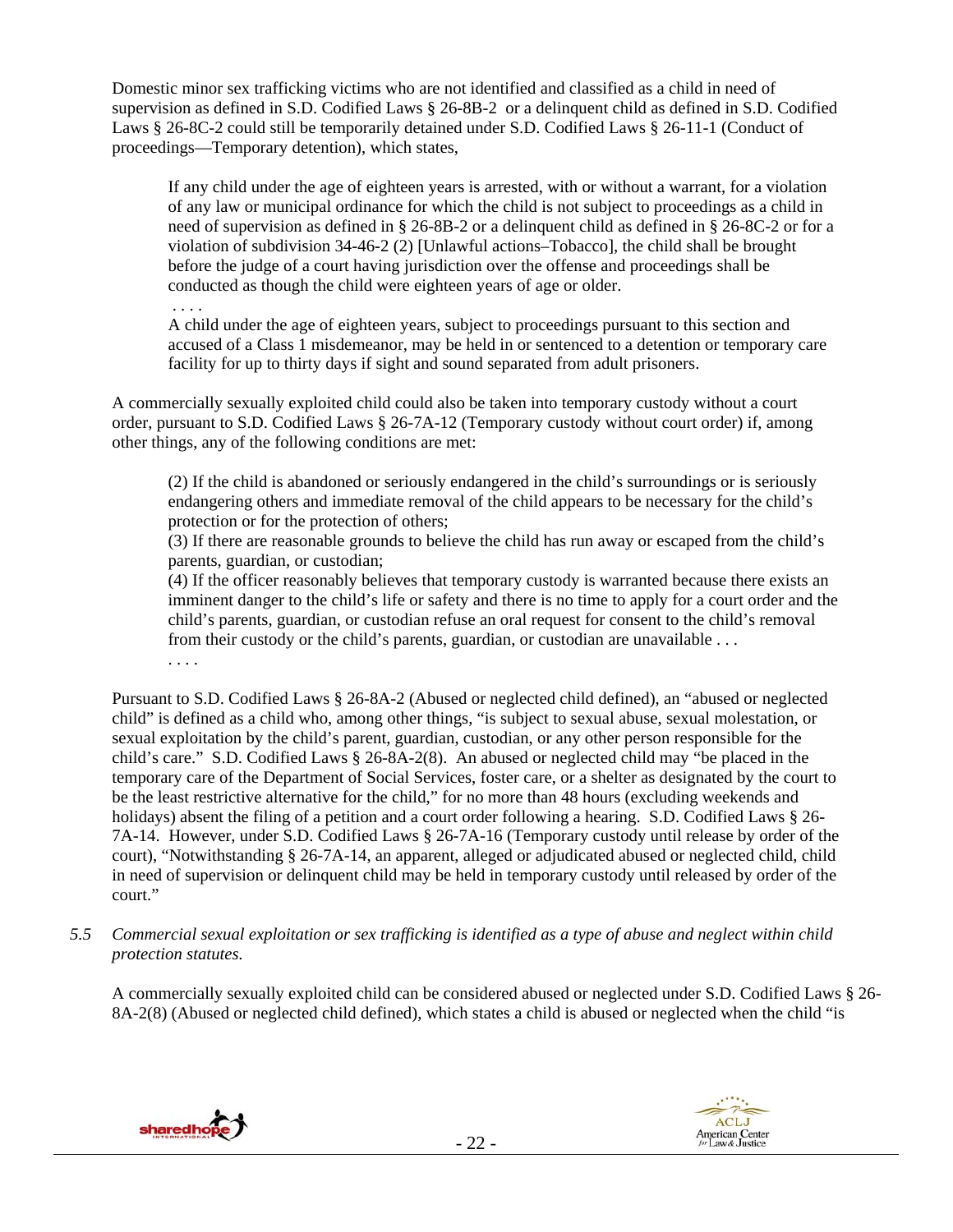Domestic minor sex trafficking victims who are not identified and classified as a child in need of supervision as defined in S.D. Codified Laws § 26-8B-2 or a delinquent child as defined in S.D. Codified Laws § 26-8C-2 could still be temporarily detained under S.D. Codified Laws § 26-11-1 (Conduct of proceedings—Temporary detention), which states,

> If any child under the age of eighteen years is arrested, with or without a warrant, for a violation of any law or municipal ordinance for which the child is not subject to proceedings as a child in need of supervision as defined in § 26-8B-2 or a delinquent child as defined in § 26-8C-2 or for a violation of subdivision 34-46-2 (2) [Unlawful actions–Tobacco], the child shall be brought before the judge of a court having jurisdiction over the offense and proceedings shall be conducted as though the child were eighteen years of age or older.
>
> . . . .
>
> A child under the age of eighteen years, subject to proceedings pursuant to this section and accused of a Class 1 misdemeanor, may be held in or sentenced to a detention or temporary care facility for up to thirty days if sight and sound separated from adult prisoners.

A commercially sexually exploited child could also be taken into temporary custody without a court order, pursuant to S.D. Codified Laws § 26-7A-12 (Temporary custody without court order) if, among other things, any of the following conditions are met:

> (2) If the child is abandoned or seriously endangered in the child's surroundings or is seriously endangering others and immediate removal of the child appears to be necessary for the child's protection or for the protection of others;
>
> (3) If there are reasonable grounds to believe the child has run away or escaped from the child's parents, guardian, or custodian;
>
> (4) If the officer reasonably believes that temporary custody is warranted because there exists an imminent danger to the child's life or safety and there is no time to apply for a court order and the child's parents, guardian, or custodian refuse an oral request for consent to the child's removal from their custody or the child's parents, guardian, or custodian are unavailable . . .
>
> . . . .

Pursuant to S.D. Codified Laws § 26-8A-2 (Abused or neglected child defined), an "abused or neglected child" is defined as a child who, among other things, "is subject to sexual abuse, sexual molestation, or sexual exploitation by the child's parent, guardian, custodian, or any other person responsible for the child's care." S.D. Codified Laws § 26-8A-2(8). An abused or neglected child may "be placed in the temporary care of the Department of Social Services, foster care, or a shelter as designated by the court to be the least restrictive alternative for the child," for no more than 48 hours (excluding weekends and holidays) absent the filing of a petition and a court order following a hearing. S.D. Codified Laws § 26-7A-14. However, under S.D. Codified Laws § 26-7A-16 (Temporary custody until release by order of the court), "Notwithstanding § 26-7A-14, an apparent, alleged or adjudicated abused or neglected child, child in need of supervision or delinquent child may be held in temporary custody until released by order of the court."

*5.5 Commercial sexual exploitation or sex trafficking is identified as a type of abuse and neglect within child protection statutes.*

A commercially sexually exploited child can be considered abused or neglected under S.D. Codified Laws § 26-8A-2(8) (Abused or neglected child defined), which states a child is abused or neglected when the child "is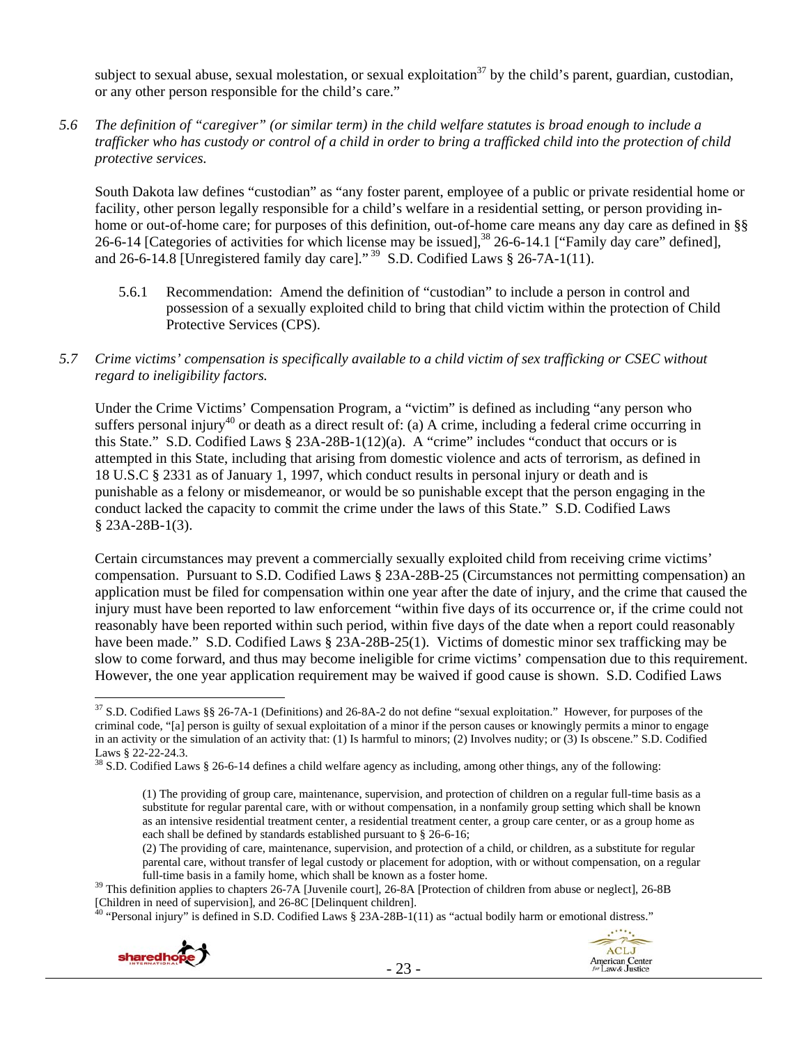subject to sexual abuse, sexual molestation, or sexual exploitation[37] by the child's parent, guardian, custodian, or any other person responsible for the child's care."

*5.6 The definition of "caregiver" (or similar term) in the child welfare statutes is broad enough to include a trafficker who has custody or control of a child in order to bring a trafficked child into the protection of child protective services.*

South Dakota law defines "custodian" as "any foster parent, employee of a public or private residential home or facility, other person legally responsible for a child's welfare in a residential setting, or person providing in-home or out-of-home care; for purposes of this definition, out-of-home care means any day care as defined in §§ 26-6-14 [Categories of activities for which license may be issued],[38] 26-6-14.1 ["Family day care" defined], and 26-6-14.8 [Unregistered family day care]."[39] S.D. Codified Laws § 26-7A-1(11).

5.6.1 Recommendation: Amend the definition of "custodian" to include a person in control and possession of a sexually exploited child to bring that child victim within the protection of Child Protective Services (CPS).

*5.7 Crime victims' compensation is specifically available to a child victim of sex trafficking or CSEC without regard to ineligibility factors.*

Under the Crime Victims' Compensation Program, a "victim" is defined as including "any person who suffers personal injury[40] or death as a direct result of: (a) A crime, including a federal crime occurring in this State." S.D. Codified Laws § 23A-28B-1(12)(a). A "crime" includes "conduct that occurs or is attempted in this State, including that arising from domestic violence and acts of terrorism, as defined in 18 U.S.C § 2331 as of January 1, 1997, which conduct results in personal injury or death and is punishable as a felony or misdemeanor, or would be so punishable except that the person engaging in the conduct lacked the capacity to commit the crime under the laws of this State." S.D. Codified Laws § 23A-28B-1(3).

Certain circumstances may prevent a commercially sexually exploited child from receiving crime victims' compensation. Pursuant to S.D. Codified Laws § 23A-28B-25 (Circumstances not permitting compensation) an application must be filed for compensation within one year after the date of injury, and the crime that caused the injury must have been reported to law enforcement "within five days of its occurrence or, if the crime could not reasonably have been reported within such period, within five days of the date when a report could reasonably have been made." S.D. Codified Laws § 23A-28B-25(1). Victims of domestic minor sex trafficking may be slow to come forward, and thus may become ineligible for crime victims' compensation due to this requirement. However, the one year application requirement may be waived if good cause is shown. S.D. Codified Laws

---

[37] S.D. Codified Laws §§ 26-7A-1 (Definitions) and 26-8A-2 do not define "sexual exploitation." However, for purposes of the criminal code, "[a] person is guilty of sexual exploitation of a minor if the person causes or knowingly permits a minor to engage in an activity or the simulation of an activity that: (1) Is harmful to minors; (2) Involves nudity; or (3) Is obscene." S.D. Codified Laws § 22-22-24.3.

[38] S.D. Codified Laws § 26-6-14 defines a child welfare agency as including, among other things, any of the following:

> (1) The providing of group care, maintenance, supervision, and protection of children on a regular full-time basis as a substitute for regular parental care, with or without compensation, in a nonfamily group setting which shall be known as an intensive residential treatment center, a residential treatment center, a group care center, or as a group home as each shall be defined by standards established pursuant to § 26-6-16;
>
> (2) The providing of care, maintenance, supervision, and protection of a child, or children, as a substitute for regular parental care, without transfer of legal custody or placement for adoption, with or without compensation, on a regular full-time basis in a family home, which shall be known as a foster home.

[39] This definition applies to chapters 26-7A [Juvenile court], 26-8A [Protection of children from abuse or neglect], 26-8B [Children in need of supervision], and 26-8C [Delinquent children].

[40] "Personal injury" is defined in S.D. Codified Laws § 23A-28B-1(11) as "actual bodily harm or emotional distress."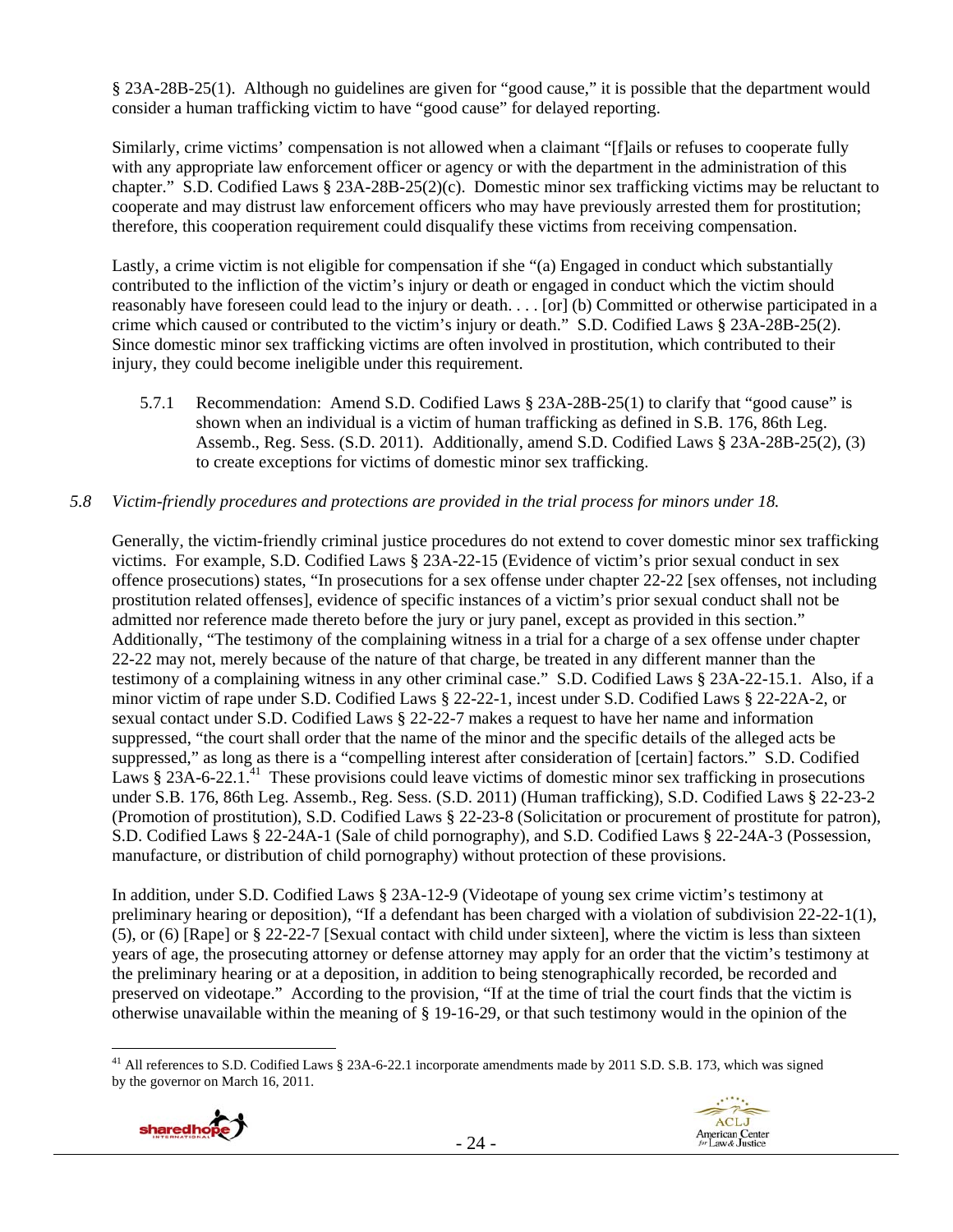§ 23A-28B-25(1). Although no guidelines are given for "good cause," it is possible that the department would consider a human trafficking victim to have "good cause" for delayed reporting.

Similarly, crime victims' compensation is not allowed when a claimant "[f]ails or refuses to cooperate fully with any appropriate law enforcement officer or agency or with the department in the administration of this chapter." S.D. Codified Laws § 23A-28B-25(2)(c). Domestic minor sex trafficking victims may be reluctant to cooperate and may distrust law enforcement officers who may have previously arrested them for prostitution; therefore, this cooperation requirement could disqualify these victims from receiving compensation.

Lastly, a crime victim is not eligible for compensation if she "(a) Engaged in conduct which substantially contributed to the infliction of the victim's injury or death or engaged in conduct which the victim should reasonably have foreseen could lead to the injury or death. . . . [or] (b) Committed or otherwise participated in a crime which caused or contributed to the victim's injury or death." S.D. Codified Laws § 23A-28B-25(2). Since domestic minor sex trafficking victims are often involved in prostitution, which contributed to their injury, they could become ineligible under this requirement.

5.7.1 Recommendation: Amend S.D. Codified Laws § 23A-28B-25(1) to clarify that "good cause" is shown when an individual is a victim of human trafficking as defined in S.B. 176, 86th Leg. Assemb., Reg. Sess. (S.D. 2011). Additionally, amend S.D. Codified Laws § 23A-28B-25(2), (3) to create exceptions for victims of domestic minor sex trafficking.

*5.8 Victim-friendly procedures and protections are provided in the trial process for minors under 18.*

Generally, the victim-friendly criminal justice procedures do not extend to cover domestic minor sex trafficking victims. For example, S.D. Codified Laws § 23A-22-15 (Evidence of victim's prior sexual conduct in sex offence prosecutions) states, "In prosecutions for a sex offense under chapter 22-22 [sex offenses, not including prostitution related offenses], evidence of specific instances of a victim's prior sexual conduct shall not be admitted nor reference made thereto before the jury or jury panel, except as provided in this section." Additionally, "The testimony of the complaining witness in a trial for a charge of a sex offense under chapter 22-22 may not, merely because of the nature of that charge, be treated in any different manner than the testimony of a complaining witness in any other criminal case." S.D. Codified Laws § 23A-22-15.1. Also, if a minor victim of rape under S.D. Codified Laws § 22-22-1, incest under S.D. Codified Laws § 22-22A-2, or sexual contact under S.D. Codified Laws § 22-22-7 makes a request to have her name and information suppressed, "the court shall order that the name of the minor and the specific details of the alleged acts be suppressed," as long as there is a "compelling interest after consideration of [certain] factors." S.D. Codified Laws § 23A-6-22.1.[41] These provisions could leave victims of domestic minor sex trafficking in prosecutions under S.B. 176, 86th Leg. Assemb., Reg. Sess. (S.D. 2011) (Human trafficking), S.D. Codified Laws § 22-23-2 (Promotion of prostitution), S.D. Codified Laws § 22-23-8 (Solicitation or procurement of prostitute for patron), S.D. Codified Laws § 22-24A-1 (Sale of child pornography), and S.D. Codified Laws § 22-24A-3 (Possession, manufacture, or distribution of child pornography) without protection of these provisions.

In addition, under S.D. Codified Laws § 23A-12-9 (Videotape of young sex crime victim's testimony at preliminary hearing or deposition), "If a defendant has been charged with a violation of subdivision 22-22-1(1), (5), or (6) [Rape] or § 22-22-7 [Sexual contact with child under sixteen], where the victim is less than sixteen years of age, the prosecuting attorney or defense attorney may apply for an order that the victim's testimony at the preliminary hearing or at a deposition, in addition to being stenographically recorded, be recorded and preserved on videotape." According to the provision, "If at the time of trial the court finds that the victim is otherwise unavailable within the meaning of § 19-16-29, or that such testimony would in the opinion of the

---

[41] All references to S.D. Codified Laws § 23A-6-22.1 incorporate amendments made by 2011 S.D. S.B. 173, which was signed by the governor on March 16, 2011.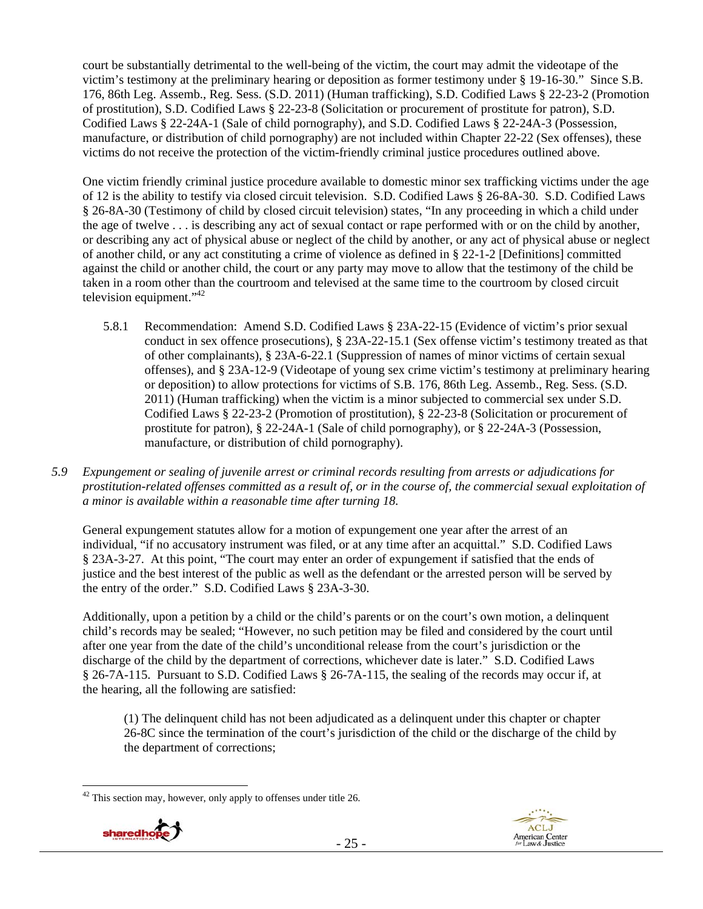court be substantially detrimental to the well-being of the victim, the court may admit the videotape of the victim's testimony at the preliminary hearing or deposition as former testimony under § 19-16-30." Since S.B. 176, 86th Leg. Assemb., Reg. Sess. (S.D. 2011) (Human trafficking), S.D. Codified Laws § 22-23-2 (Promotion of prostitution), S.D. Codified Laws § 22-23-8 (Solicitation or procurement of prostitute for patron), S.D. Codified Laws § 22-24A-1 (Sale of child pornography), and S.D. Codified Laws § 22-24A-3 (Possession, manufacture, or distribution of child pornography) are not included within Chapter 22-22 (Sex offenses), these victims do not receive the protection of the victim-friendly criminal justice procedures outlined above.

One victim friendly criminal justice procedure available to domestic minor sex trafficking victims under the age of 12 is the ability to testify via closed circuit television. S.D. Codified Laws § 26-8A-30. S.D. Codified Laws § 26-8A-30 (Testimony of child by closed circuit television) states, "In any proceeding in which a child under the age of twelve . . . is describing any act of sexual contact or rape performed with or on the child by another, or describing any act of physical abuse or neglect of the child by another, or any act of physical abuse or neglect of another child, or any act constituting a crime of violence as defined in § 22-1-2 [Definitions] committed against the child or another child, the court or any party may move to allow that the testimony of the child be taken in a room other than the courtroom and televised at the same time to the courtroom by closed circuit television equipment."[42]

5.8.1 Recommendation: Amend S.D. Codified Laws § 23A-22-15 (Evidence of victim's prior sexual conduct in sex offence prosecutions), § 23A-22-15.1 (Sex offense victim's testimony treated as that of other complainants), § 23A-6-22.1 (Suppression of names of minor victims of certain sexual offenses), and § 23A-12-9 (Videotape of young sex crime victim's testimony at preliminary hearing or deposition) to allow protections for victims of S.B. 176, 86th Leg. Assemb., Reg. Sess. (S.D. 2011) (Human trafficking) when the victim is a minor subjected to commercial sex under S.D. Codified Laws § 22-23-2 (Promotion of prostitution), § 22-23-8 (Solicitation or procurement of prostitute for patron), § 22-24A-1 (Sale of child pornography), or § 22-24A-3 (Possession, manufacture, or distribution of child pornography).

*5.9 Expungement or sealing of juvenile arrest or criminal records resulting from arrests or adjudications for prostitution-related offenses committed as a result of, or in the course of, the commercial sexual exploitation of a minor is available within a reasonable time after turning 18.*

General expungement statutes allow for a motion of expungement one year after the arrest of an individual, "if no accusatory instrument was filed, or at any time after an acquittal." S.D. Codified Laws § 23A-3-27. At this point, "The court may enter an order of expungement if satisfied that the ends of justice and the best interest of the public as well as the defendant or the arrested person will be served by the entry of the order." S.D. Codified Laws § 23A-3-30.

Additionally, upon a petition by a child or the child's parents or on the court's own motion, a delinquent child's records may be sealed; "However, no such petition may be filed and considered by the court until after one year from the date of the child's unconditional release from the court's jurisdiction or the discharge of the child by the department of corrections, whichever date is later." S.D. Codified Laws § 26-7A-115. Pursuant to S.D. Codified Laws § 26-7A-115, the sealing of the records may occur if, at the hearing, all the following are satisfied:

> (1) The delinquent child has not been adjudicated as a delinquent under this chapter or chapter 26-8C since the termination of the court's jurisdiction of the child or the discharge of the child by the department of corrections;

[42] This section may, however, only apply to offenses under title 26.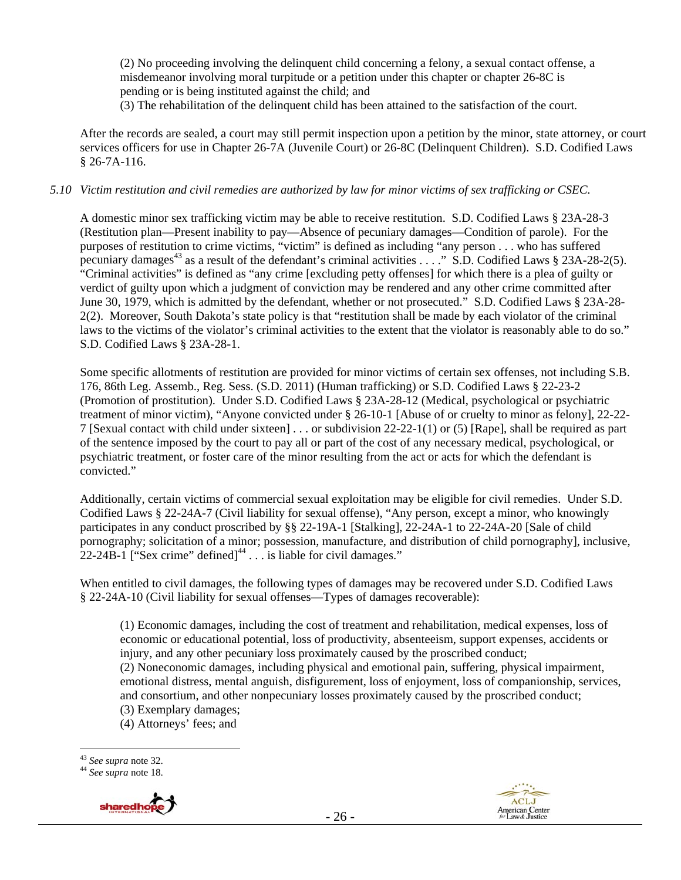(2) No proceeding involving the delinquent child concerning a felony, a sexual contact offense, a misdemeanor involving moral turpitude or a petition under this chapter or chapter 26-8C is pending or is being instituted against the child; and
(3) The rehabilitation of the delinquent child has been attained to the satisfaction of the court.

After the records are sealed, a court may still permit inspection upon a petition by the minor, state attorney, or court services officers for use in Chapter 26-7A (Juvenile Court) or 26-8C (Delinquent Children). S.D. Codified Laws § 26-7A-116.

*5.10 Victim restitution and civil remedies are authorized by law for minor victims of sex trafficking or CSEC.*

A domestic minor sex trafficking victim may be able to receive restitution. S.D. Codified Laws § 23A-28-3 (Restitution plan—Present inability to pay—Absence of pecuniary damages—Condition of parole). For the purposes of restitution to crime victims, "victim" is defined as including "any person . . . who has suffered pecuniary damages[43] as a result of the defendant's criminal activities . . . ." S.D. Codified Laws § 23A-28-2(5). "Criminal activities" is defined as "any crime [excluding petty offenses] for which there is a plea of guilty or verdict of guilty upon which a judgment of conviction may be rendered and any other crime committed after June 30, 1979, which is admitted by the defendant, whether or not prosecuted." S.D. Codified Laws § 23A-28-2(2). Moreover, South Dakota's state policy is that "restitution shall be made by each violator of the criminal laws to the victims of the violator's criminal activities to the extent that the violator is reasonably able to do so." S.D. Codified Laws § 23A-28-1.

Some specific allotments of restitution are provided for minor victims of certain sex offenses, not including S.B. 176, 86th Leg. Assemb., Reg. Sess. (S.D. 2011) (Human trafficking) or S.D. Codified Laws § 22-23-2 (Promotion of prostitution). Under S.D. Codified Laws § 23A-28-12 (Medical, psychological or psychiatric treatment of minor victim), "Anyone convicted under § 26-10-1 [Abuse of or cruelty to minor as felony], 22-22-7 [Sexual contact with child under sixteen] . . . or subdivision 22-22-1(1) or (5) [Rape], shall be required as part of the sentence imposed by the court to pay all or part of the cost of any necessary medical, psychological, or psychiatric treatment, or foster care of the minor resulting from the act or acts for which the defendant is convicted."

Additionally, certain victims of commercial sexual exploitation may be eligible for civil remedies. Under S.D. Codified Laws § 22-24A-7 (Civil liability for sexual offense), "Any person, except a minor, who knowingly participates in any conduct proscribed by §§ 22-19A-1 [Stalking], 22-24A-1 to 22-24A-20 [Sale of child pornography; solicitation of a minor; possession, manufacture, and distribution of child pornography], inclusive, 22-24B-1 ["Sex crime" defined][44] . . . is liable for civil damages."

When entitled to civil damages, the following types of damages may be recovered under S.D. Codified Laws § 22-24A-10 (Civil liability for sexual offenses—Types of damages recoverable):

(1) Economic damages, including the cost of treatment and rehabilitation, medical expenses, loss of economic or educational potential, loss of productivity, absenteeism, support expenses, accidents or injury, and any other pecuniary loss proximately caused by the proscribed conduct;
(2) Noneconomic damages, including physical and emotional pain, suffering, physical impairment, emotional distress, mental anguish, disfigurement, loss of enjoyment, loss of companionship, services, and consortium, and other nonpecuniary losses proximately caused by the proscribed conduct;
(3) Exemplary damages;
(4) Attorneys' fees; and

[43] *See supra* note 32.
[44] *See supra* note 18.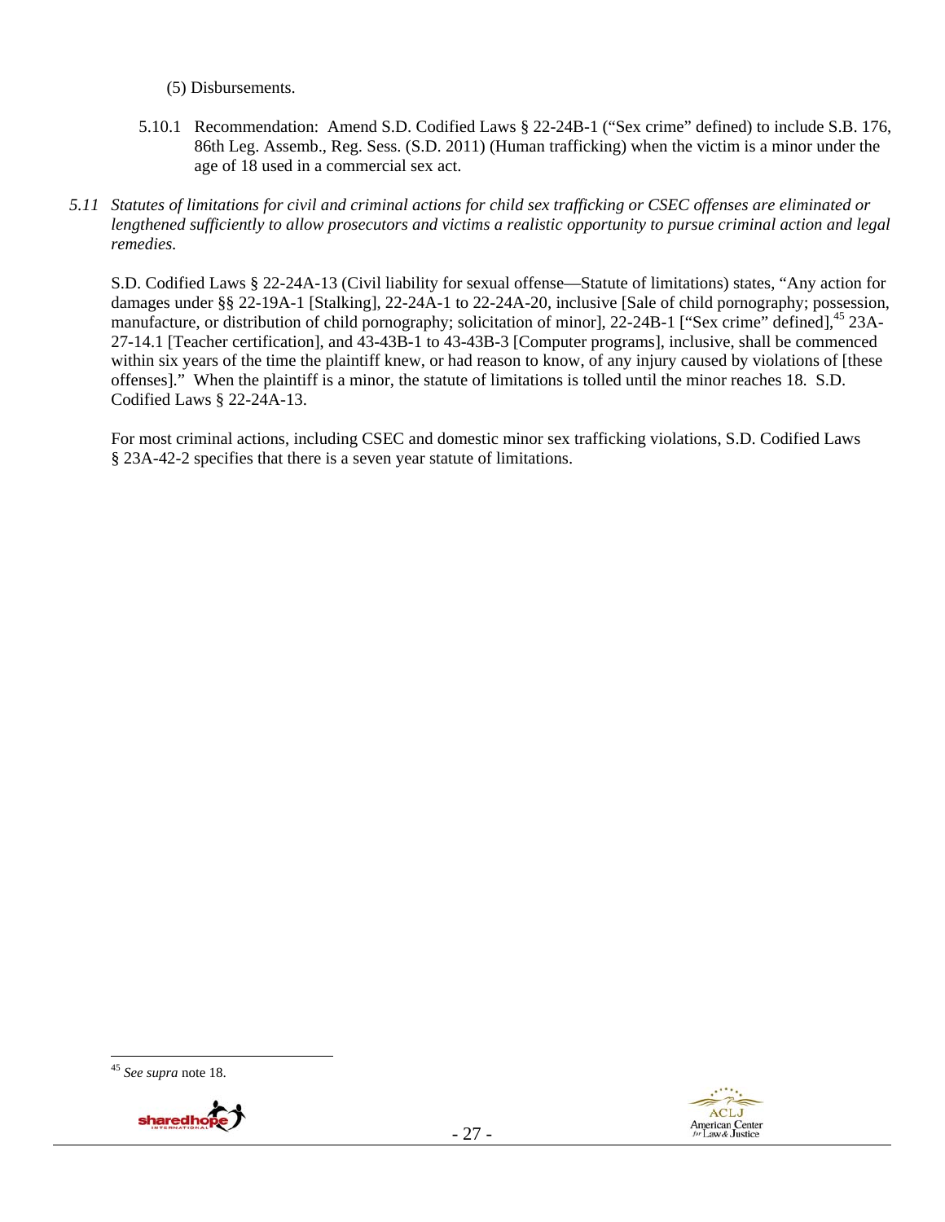(5) Disbursements.

5.10.1 Recommendation: Amend S.D. Codified Laws § 22-24B-1 ("Sex crime" defined) to include S.B. 176, 86th Leg. Assemb., Reg. Sess. (S.D. 2011) (Human trafficking) when the victim is a minor under the age of 18 used in a commercial sex act.

*5.11 Statutes of limitations for civil and criminal actions for child sex trafficking or CSEC offenses are eliminated or lengthened sufficiently to allow prosecutors and victims a realistic opportunity to pursue criminal action and legal remedies.*

S.D. Codified Laws § 22-24A-13 (Civil liability for sexual offense—Statute of limitations) states, "Any action for damages under §§ 22-19A-1 [Stalking], 22-24A-1 to 22-24A-20, inclusive [Sale of child pornography; possession, manufacture, or distribution of child pornography; solicitation of minor], 22-24B-1 ["Sex crime" defined],[45] 23A-27-14.1 [Teacher certification], and 43-43B-1 to 43-43B-3 [Computer programs], inclusive, shall be commenced within six years of the time the plaintiff knew, or had reason to know, of any injury caused by violations of [these offenses]." When the plaintiff is a minor, the statute of limitations is tolled until the minor reaches 18. S.D. Codified Laws § 22-24A-13.

For most criminal actions, including CSEC and domestic minor sex trafficking violations, S.D. Codified Laws § 23A-42-2 specifies that there is a seven year statute of limitations.

---

[45] *See supra* note 18.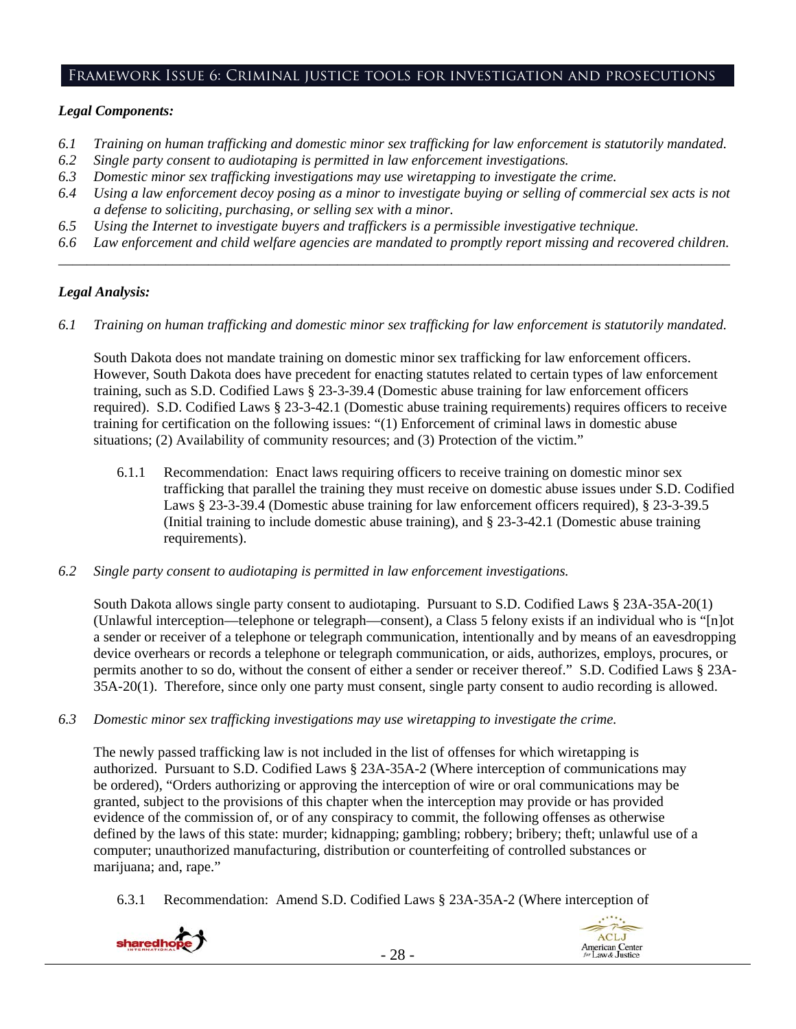## Framework Issue 6: Criminal justice tools for investigation and prosecutions

***Legal Components:***

*6.1 Training on human trafficking and domestic minor sex trafficking for law enforcement is statutorily mandated.*
*6.2 Single party consent to audiotaping is permitted in law enforcement investigations.*
*6.3 Domestic minor sex trafficking investigations may use wiretapping to investigate the crime.*
*6.4 Using a law enforcement decoy posing as a minor to investigate buying or selling of commercial sex acts is not a defense to soliciting, purchasing, or selling sex with a minor.*
*6.5 Using the Internet to investigate buyers and traffickers is a permissible investigative technique.*
*6.6 Law enforcement and child welfare agencies are mandated to promptly report missing and recovered children.*

---

***Legal Analysis:***

*6.1 Training on human trafficking and domestic minor sex trafficking for law enforcement is statutorily mandated.*

South Dakota does not mandate training on domestic minor sex trafficking for law enforcement officers. However, South Dakota does have precedent for enacting statutes related to certain types of law enforcement training, such as S.D. Codified Laws § 23-3-39.4 (Domestic abuse training for law enforcement officers required). S.D. Codified Laws § 23-3-42.1 (Domestic abuse training requirements) requires officers to receive training for certification on the following issues: "(1) Enforcement of criminal laws in domestic abuse situations; (2) Availability of community resources; and (3) Protection of the victim."

6.1.1 Recommendation: Enact laws requiring officers to receive training on domestic minor sex trafficking that parallel the training they must receive on domestic abuse issues under S.D. Codified Laws § 23-3-39.4 (Domestic abuse training for law enforcement officers required), § 23-3-39.5 (Initial training to include domestic abuse training), and § 23-3-42.1 (Domestic abuse training requirements).

*6.2 Single party consent to audiotaping is permitted in law enforcement investigations.*

South Dakota allows single party consent to audiotaping. Pursuant to S.D. Codified Laws § 23A-35A-20(1) (Unlawful interception—telephone or telegraph—consent), a Class 5 felony exists if an individual who is "[n]ot a sender or receiver of a telephone or telegraph communication, intentionally and by means of an eavesdropping device overhears or records a telephone or telegraph communication, or aids, authorizes, employs, procures, or permits another to so do, without the consent of either a sender or receiver thereof." S.D. Codified Laws § 23A-35A-20(1). Therefore, since only one party must consent, single party consent to audio recording is allowed.

*6.3 Domestic minor sex trafficking investigations may use wiretapping to investigate the crime.*

The newly passed trafficking law is not included in the list of offenses for which wiretapping is authorized. Pursuant to S.D. Codified Laws § 23A-35A-2 (Where interception of communications may be ordered), "Orders authorizing or approving the interception of wire or oral communications may be granted, subject to the provisions of this chapter when the interception may provide or has provided evidence of the commission of, or of any conspiracy to commit, the following offenses as otherwise defined by the laws of this state: murder; kidnapping; gambling; robbery; bribery; theft; unlawful use of a computer; unauthorized manufacturing, distribution or counterfeiting of controlled substances or marijuana; and, rape."

6.3.1 Recommendation: Amend S.D. Codified Laws § 23A-35A-2 (Where interception of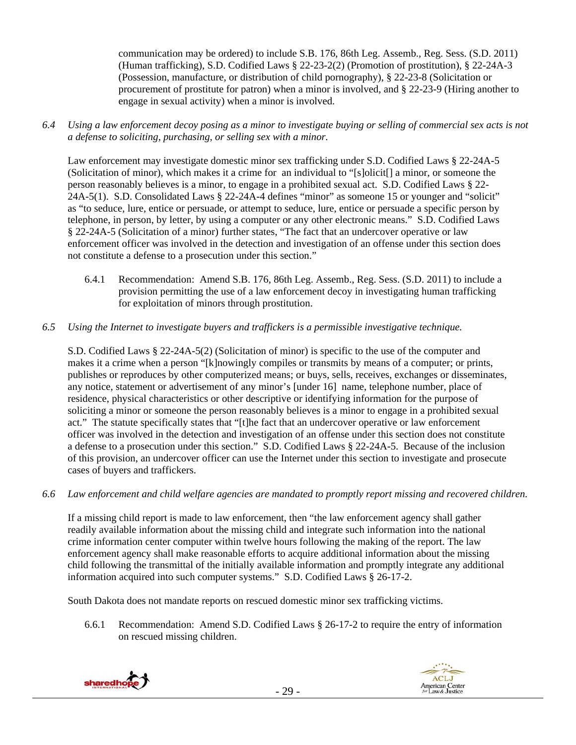communication may be ordered) to include S.B. 176, 86th Leg. Assemb., Reg. Sess. (S.D. 2011) (Human trafficking), S.D. Codified Laws § 22-23-2(2) (Promotion of prostitution), § 22-24A-3 (Possession, manufacture, or distribution of child pornography), § 22-23-8 (Solicitation or procurement of prostitute for patron) when a minor is involved, and § 22-23-9 (Hiring another to engage in sexual activity) when a minor is involved.

*6.4 Using a law enforcement decoy posing as a minor to investigate buying or selling of commercial sex acts is not a defense to soliciting, purchasing, or selling sex with a minor.*

Law enforcement may investigate domestic minor sex trafficking under S.D. Codified Laws § 22-24A-5 (Solicitation of minor), which makes it a crime for an individual to "[s]olicit[] a minor, or someone the person reasonably believes is a minor, to engage in a prohibited sexual act. S.D. Codified Laws § 22-24A-5(1). S.D. Consolidated Laws § 22-24A-4 defines "minor" as someone 15 or younger and "solicit" as "to seduce, lure, entice or persuade, or attempt to seduce, lure, entice or persuade a specific person by telephone, in person, by letter, by using a computer or any other electronic means." S.D. Codified Laws § 22-24A-5 (Solicitation of a minor) further states, "The fact that an undercover operative or law enforcement officer was involved in the detection and investigation of an offense under this section does not constitute a defense to a prosecution under this section."

6.4.1 Recommendation: Amend S.B. 176, 86th Leg. Assemb., Reg. Sess. (S.D. 2011) to include a provision permitting the use of a law enforcement decoy in investigating human trafficking for exploitation of minors through prostitution.

*6.5 Using the Internet to investigate buyers and traffickers is a permissible investigative technique.*

S.D. Codified Laws § 22-24A-5(2) (Solicitation of minor) is specific to the use of the computer and makes it a crime when a person "[k]nowingly compiles or transmits by means of a computer; or prints, publishes or reproduces by other computerized means; or buys, sells, receives, exchanges or disseminates, any notice, statement or advertisement of any minor's [under 16] name, telephone number, place of residence, physical characteristics or other descriptive or identifying information for the purpose of soliciting a minor or someone the person reasonably believes is a minor to engage in a prohibited sexual act." The statute specifically states that "[t]he fact that an undercover operative or law enforcement officer was involved in the detection and investigation of an offense under this section does not constitute a defense to a prosecution under this section." S.D. Codified Laws § 22-24A-5. Because of the inclusion of this provision, an undercover officer can use the Internet under this section to investigate and prosecute cases of buyers and traffickers.

*6.6 Law enforcement and child welfare agencies are mandated to promptly report missing and recovered children.*

If a missing child report is made to law enforcement, then "the law enforcement agency shall gather readily available information about the missing child and integrate such information into the national crime information center computer within twelve hours following the making of the report. The law enforcement agency shall make reasonable efforts to acquire additional information about the missing child following the transmittal of the initially available information and promptly integrate any additional information acquired into such computer systems." S.D. Codified Laws § 26-17-2.

South Dakota does not mandate reports on rescued domestic minor sex trafficking victims.

6.6.1 Recommendation: Amend S.D. Codified Laws § 26-17-2 to require the entry of information on rescued missing children.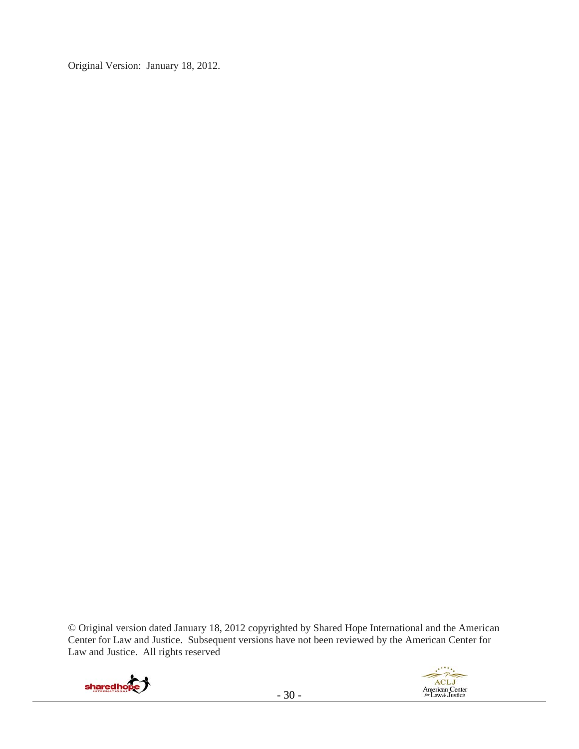Original Version: January 18, 2012.